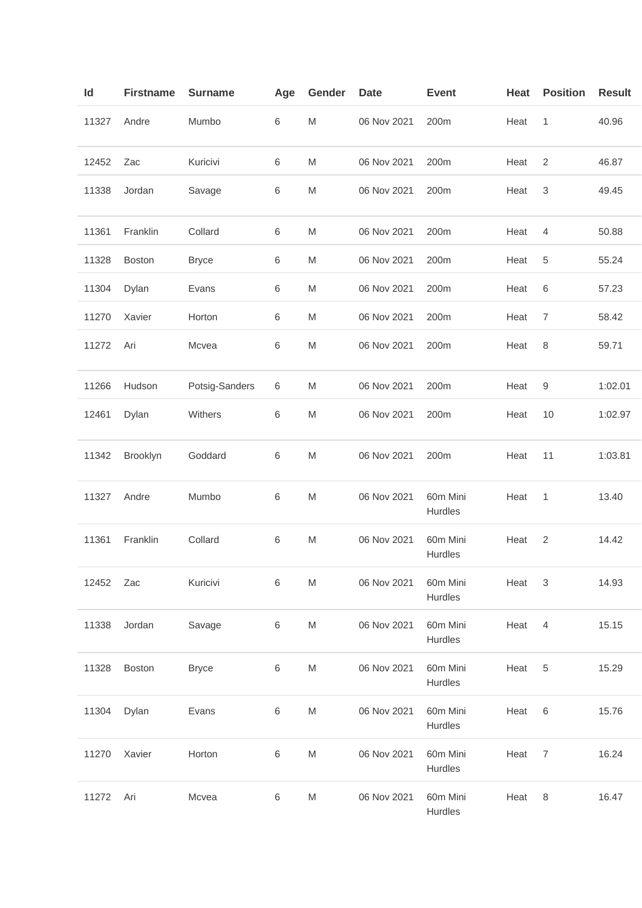| Id | Firstname | Surname | Age | Gender | Date | Event | Heat | Position | Result |
|---|---|---|---|---|---|---|---|---|---|
| 11327 | Andre | Mumbo | 6 | M | 06 Nov 2021 | 200m | Heat | 1 | 40.96 |
| 12452 | Zac | Kuricivi | 6 | M | 06 Nov 2021 | 200m | Heat | 2 | 46.87 |
| 11338 | Jordan | Savage | 6 | M | 06 Nov 2021 | 200m | Heat | 3 | 49.45 |
| 11361 | Franklin | Collard | 6 | M | 06 Nov 2021 | 200m | Heat | 4 | 50.88 |
| 11328 | Boston | Bryce | 6 | M | 06 Nov 2021 | 200m | Heat | 5 | 55.24 |
| 11304 | Dylan | Evans | 6 | M | 06 Nov 2021 | 200m | Heat | 6 | 57.23 |
| 11270 | Xavier | Horton | 6 | M | 06 Nov 2021 | 200m | Heat | 7 | 58.42 |
| 11272 | Ari | Mcvea | 6 | M | 06 Nov 2021 | 200m | Heat | 8 | 59.71 |
| 11266 | Hudson | Potsig-Sanders | 6 | M | 06 Nov 2021 | 200m | Heat | 9 | 1:02.01 |
| 12461 | Dylan | Withers | 6 | M | 06 Nov 2021 | 200m | Heat | 10 | 1:02.97 |
| 11342 | Brooklyn | Goddard | 6 | M | 06 Nov 2021 | 200m | Heat | 11 | 1:03.81 |
| 11327 | Andre | Mumbo | 6 | M | 06 Nov 2021 | 60m Mini Hurdles | Heat | 1 | 13.40 |
| 11361 | Franklin | Collard | 6 | M | 06 Nov 2021 | 60m Mini Hurdles | Heat | 2 | 14.42 |
| 12452 | Zac | Kuricivi | 6 | M | 06 Nov 2021 | 60m Mini Hurdles | Heat | 3 | 14.93 |
| 11338 | Jordan | Savage | 6 | M | 06 Nov 2021 | 60m Mini Hurdles | Heat | 4 | 15.15 |
| 11328 | Boston | Bryce | 6 | M | 06 Nov 2021 | 60m Mini Hurdles | Heat | 5 | 15.29 |
| 11304 | Dylan | Evans | 6 | M | 06 Nov 2021 | 60m Mini Hurdles | Heat | 6 | 15.76 |
| 11270 | Xavier | Horton | 6 | M | 06 Nov 2021 | 60m Mini Hurdles | Heat | 7 | 16.24 |
| 11272 | Ari | Mcvea | 6 | M | 06 Nov 2021 | 60m Mini Hurdles | Heat | 8 | 16.47 |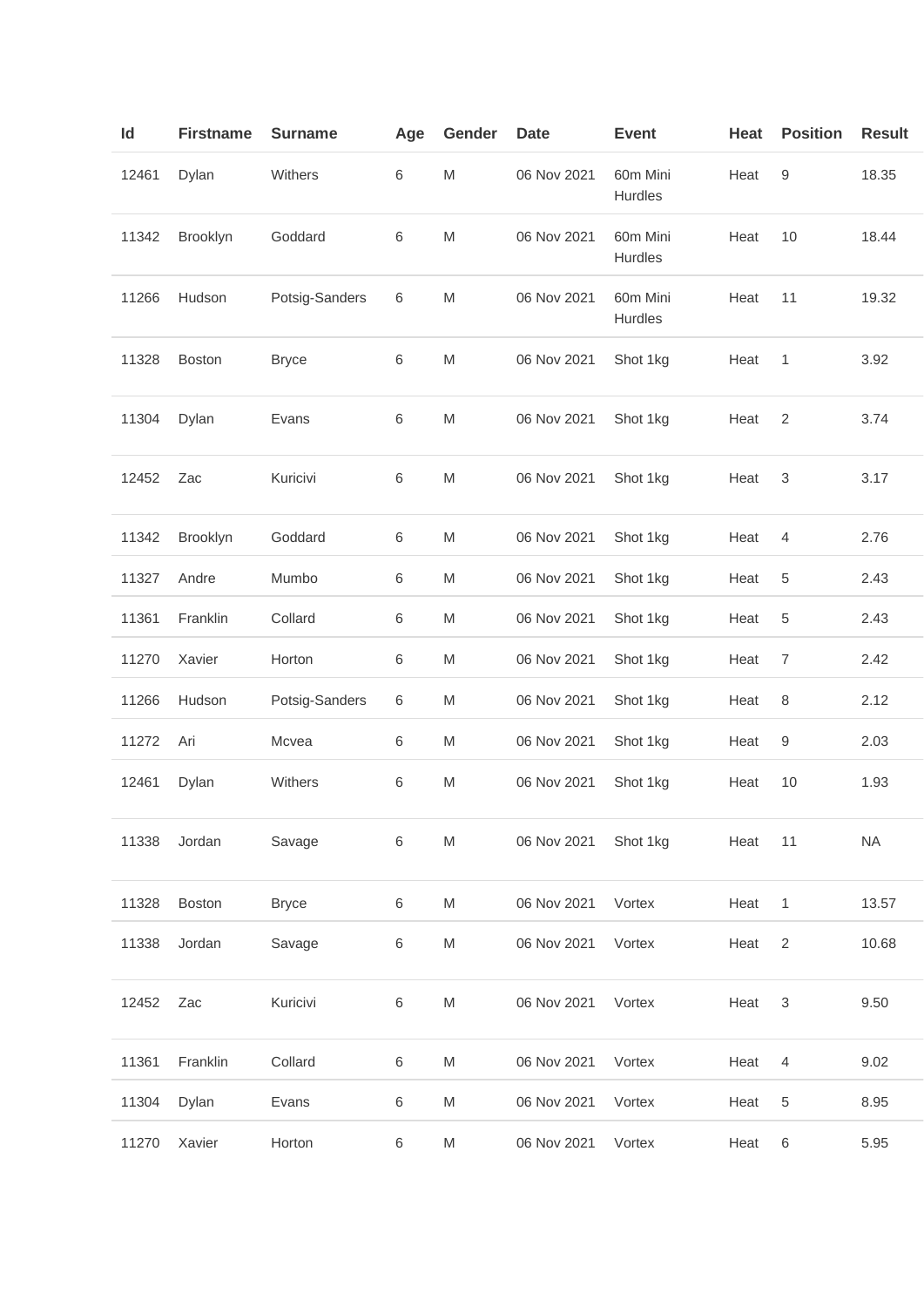| Id | Firstname | Surname | Age | Gender | Date | Event | Heat | Position | Result |
|---|---|---|---|---|---|---|---|---|---|
| 12461 | Dylan | Withers | 6 | M | 06 Nov 2021 | 60m Mini Hurdles | Heat | 9 | 18.35 |
| 11342 | Brooklyn | Goddard | 6 | M | 06 Nov 2021 | 60m Mini Hurdles | Heat | 10 | 18.44 |
| 11266 | Hudson | Potsig-Sanders | 6 | M | 06 Nov 2021 | 60m Mini Hurdles | Heat | 11 | 19.32 |
| 11328 | Boston | Bryce | 6 | M | 06 Nov 2021 | Shot 1kg | Heat | 1 | 3.92 |
| 11304 | Dylan | Evans | 6 | M | 06 Nov 2021 | Shot 1kg | Heat | 2 | 3.74 |
| 12452 | Zac | Kuricivi | 6 | M | 06 Nov 2021 | Shot 1kg | Heat | 3 | 3.17 |
| 11342 | Brooklyn | Goddard | 6 | M | 06 Nov 2021 | Shot 1kg | Heat | 4 | 2.76 |
| 11327 | Andre | Mumbo | 6 | M | 06 Nov 2021 | Shot 1kg | Heat | 5 | 2.43 |
| 11361 | Franklin | Collard | 6 | M | 06 Nov 2021 | Shot 1kg | Heat | 5 | 2.43 |
| 11270 | Xavier | Horton | 6 | M | 06 Nov 2021 | Shot 1kg | Heat | 7 | 2.42 |
| 11266 | Hudson | Potsig-Sanders | 6 | M | 06 Nov 2021 | Shot 1kg | Heat | 8 | 2.12 |
| 11272 | Ari | Mcvea | 6 | M | 06 Nov 2021 | Shot 1kg | Heat | 9 | 2.03 |
| 12461 | Dylan | Withers | 6 | M | 06 Nov 2021 | Shot 1kg | Heat | 10 | 1.93 |
| 11338 | Jordan | Savage | 6 | M | 06 Nov 2021 | Shot 1kg | Heat | 11 | NA |
| 11328 | Boston | Bryce | 6 | M | 06 Nov 2021 | Vortex | Heat | 1 | 13.57 |
| 11338 | Jordan | Savage | 6 | M | 06 Nov 2021 | Vortex | Heat | 2 | 10.68 |
| 12452 | Zac | Kuricivi | 6 | M | 06 Nov 2021 | Vortex | Heat | 3 | 9.50 |
| 11361 | Franklin | Collard | 6 | M | 06 Nov 2021 | Vortex | Heat | 4 | 9.02 |
| 11304 | Dylan | Evans | 6 | M | 06 Nov 2021 | Vortex | Heat | 5 | 8.95 |
| 11270 | Xavier | Horton | 6 | M | 06 Nov 2021 | Vortex | Heat | 6 | 5.95 |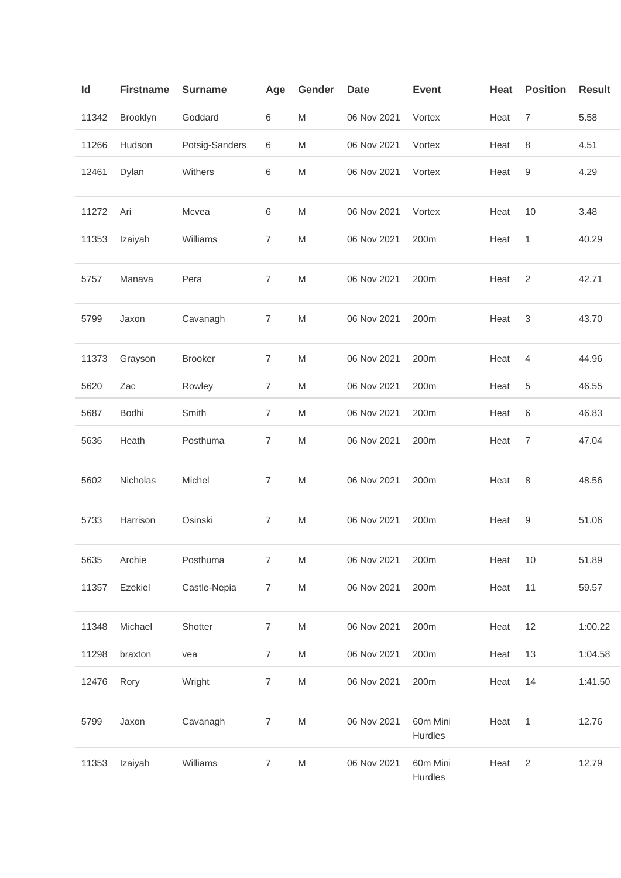| Id | Firstname | Surname | Age | Gender | Date | Event | Heat | Position | Result |
|---|---|---|---|---|---|---|---|---|---|
| 11342 | Brooklyn | Goddard | 6 | M | 06 Nov 2021 | Vortex | Heat | 7 | 5.58 |
| 11266 | Hudson | Potsig-Sanders | 6 | M | 06 Nov 2021 | Vortex | Heat | 8 | 4.51 |
| 12461 | Dylan | Withers | 6 | M | 06 Nov 2021 | Vortex | Heat | 9 | 4.29 |
| 11272 | Ari | Mcvea | 6 | M | 06 Nov 2021 | Vortex | Heat | 10 | 3.48 |
| 11353 | Izaiyah | Williams | 7 | M | 06 Nov 2021 | 200m | Heat | 1 | 40.29 |
| 5757 | Manava | Pera | 7 | M | 06 Nov 2021 | 200m | Heat | 2 | 42.71 |
| 5799 | Jaxon | Cavanagh | 7 | M | 06 Nov 2021 | 200m | Heat | 3 | 43.70 |
| 11373 | Grayson | Brooker | 7 | M | 06 Nov 2021 | 200m | Heat | 4 | 44.96 |
| 5620 | Zac | Rowley | 7 | M | 06 Nov 2021 | 200m | Heat | 5 | 46.55 |
| 5687 | Bodhi | Smith | 7 | M | 06 Nov 2021 | 200m | Heat | 6 | 46.83 |
| 5636 | Heath | Posthuma | 7 | M | 06 Nov 2021 | 200m | Heat | 7 | 47.04 |
| 5602 | Nicholas | Michel | 7 | M | 06 Nov 2021 | 200m | Heat | 8 | 48.56 |
| 5733 | Harrison | Osinski | 7 | M | 06 Nov 2021 | 200m | Heat | 9 | 51.06 |
| 5635 | Archie | Posthuma | 7 | M | 06 Nov 2021 | 200m | Heat | 10 | 51.89 |
| 11357 | Ezekiel | Castle-Nepia | 7 | M | 06 Nov 2021 | 200m | Heat | 11 | 59.57 |
| 11348 | Michael | Shotter | 7 | M | 06 Nov 2021 | 200m | Heat | 12 | 1:00.22 |
| 11298 | braxton | vea | 7 | M | 06 Nov 2021 | 200m | Heat | 13 | 1:04.58 |
| 12476 | Rory | Wright | 7 | M | 06 Nov 2021 | 200m | Heat | 14 | 1:41.50 |
| 5799 | Jaxon | Cavanagh | 7 | M | 06 Nov 2021 | 60m Mini Hurdles | Heat | 1 | 12.76 |
| 11353 | Izaiyah | Williams | 7 | M | 06 Nov 2021 | 60m Mini Hurdles | Heat | 2 | 12.79 |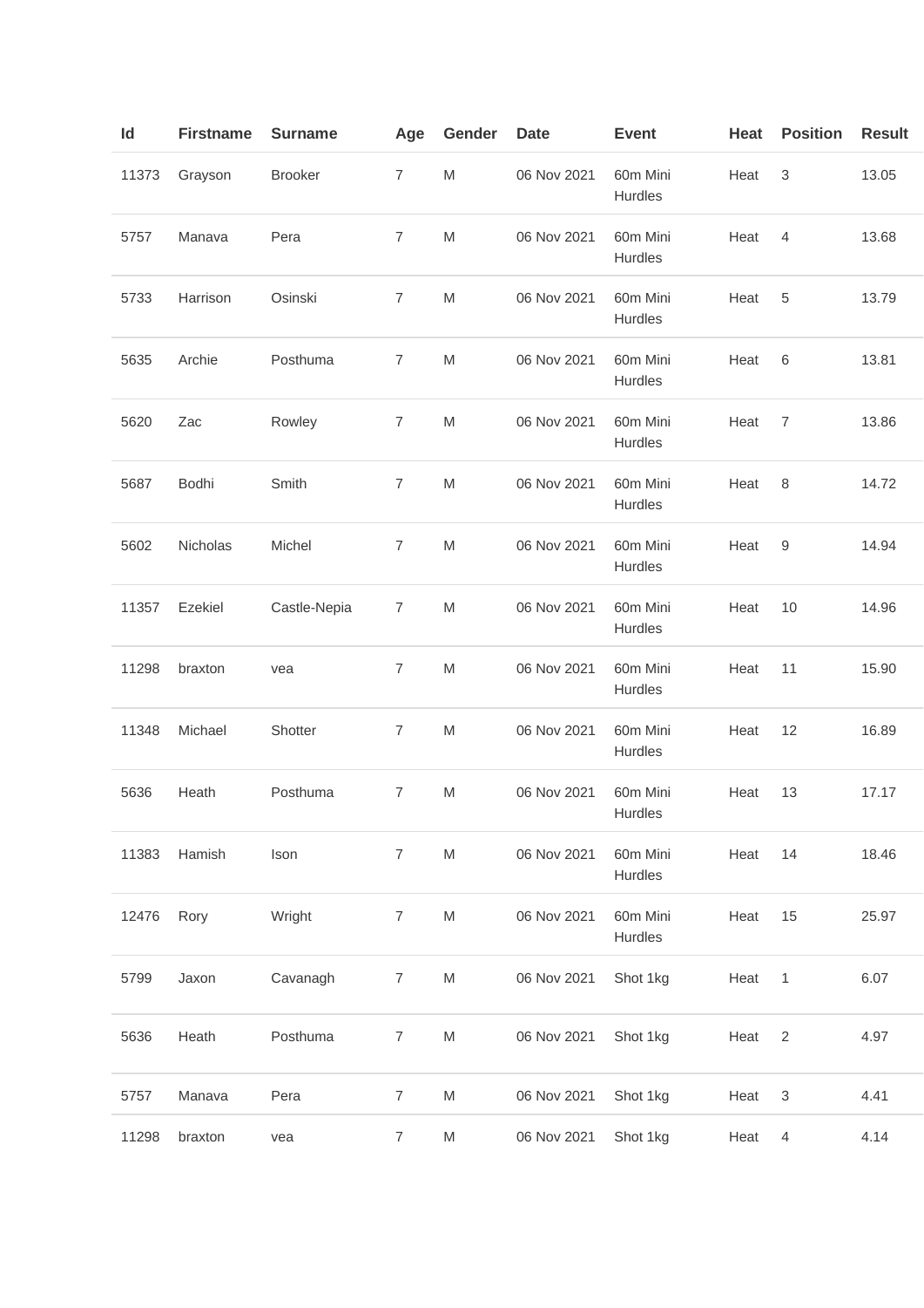| Id | Firstname | Surname | Age | Gender | Date | Event | Heat | Position | Result |
|---|---|---|---|---|---|---|---|---|---|
| 11373 | Grayson | Brooker | 7 | M | 06 Nov 2021 | 60m Mini Hurdles | Heat | 3 | 13.05 |
| 5757 | Manava | Pera | 7 | M | 06 Nov 2021 | 60m Mini Hurdles | Heat | 4 | 13.68 |
| 5733 | Harrison | Osinski | 7 | M | 06 Nov 2021 | 60m Mini Hurdles | Heat | 5 | 13.79 |
| 5635 | Archie | Posthuma | 7 | M | 06 Nov 2021 | 60m Mini Hurdles | Heat | 6 | 13.81 |
| 5620 | Zac | Rowley | 7 | M | 06 Nov 2021 | 60m Mini Hurdles | Heat | 7 | 13.86 |
| 5687 | Bodhi | Smith | 7 | M | 06 Nov 2021 | 60m Mini Hurdles | Heat | 8 | 14.72 |
| 5602 | Nicholas | Michel | 7 | M | 06 Nov 2021 | 60m Mini Hurdles | Heat | 9 | 14.94 |
| 11357 | Ezekiel | Castle-Nepia | 7 | M | 06 Nov 2021 | 60m Mini Hurdles | Heat | 10 | 14.96 |
| 11298 | braxton | vea | 7 | M | 06 Nov 2021 | 60m Mini Hurdles | Heat | 11 | 15.90 |
| 11348 | Michael | Shotter | 7 | M | 06 Nov 2021 | 60m Mini Hurdles | Heat | 12 | 16.89 |
| 5636 | Heath | Posthuma | 7 | M | 06 Nov 2021 | 60m Mini Hurdles | Heat | 13 | 17.17 |
| 11383 | Hamish | Ison | 7 | M | 06 Nov 2021 | 60m Mini Hurdles | Heat | 14 | 18.46 |
| 12476 | Rory | Wright | 7 | M | 06 Nov 2021 | 60m Mini Hurdles | Heat | 15 | 25.97 |
| 5799 | Jaxon | Cavanagh | 7 | M | 06 Nov 2021 | Shot 1kg | Heat | 1 | 6.07 |
| 5636 | Heath | Posthuma | 7 | M | 06 Nov 2021 | Shot 1kg | Heat | 2 | 4.97 |
| 5757 | Manava | Pera | 7 | M | 06 Nov 2021 | Shot 1kg | Heat | 3 | 4.41 |
| 11298 | braxton | vea | 7 | M | 06 Nov 2021 | Shot 1kg | Heat | 4 | 4.14 |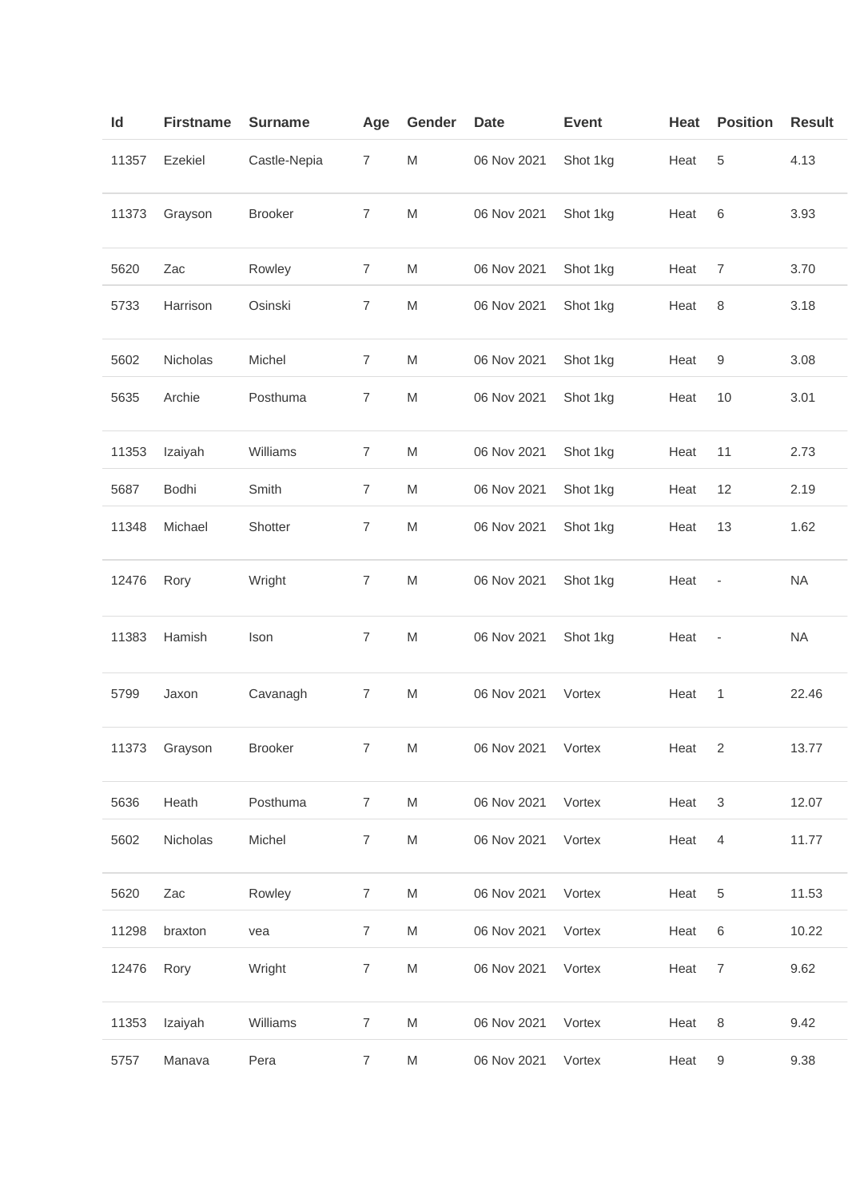| Id | Firstname | Surname | Age | Gender | Date | Event | Heat | Position | Result |
|---|---|---|---|---|---|---|---|---|---|
| 11357 | Ezekiel | Castle-Nepia | 7 | M | 06 Nov 2021 | Shot 1kg | Heat | 5 | 4.13 |
| 11373 | Grayson | Brooker | 7 | M | 06 Nov 2021 | Shot 1kg | Heat | 6 | 3.93 |
| 5620 | Zac | Rowley | 7 | M | 06 Nov 2021 | Shot 1kg | Heat | 7 | 3.70 |
| 5733 | Harrison | Osinski | 7 | M | 06 Nov 2021 | Shot 1kg | Heat | 8 | 3.18 |
| 5602 | Nicholas | Michel | 7 | M | 06 Nov 2021 | Shot 1kg | Heat | 9 | 3.08 |
| 5635 | Archie | Posthuma | 7 | M | 06 Nov 2021 | Shot 1kg | Heat | 10 | 3.01 |
| 11353 | Izaiyah | Williams | 7 | M | 06 Nov 2021 | Shot 1kg | Heat | 11 | 2.73 |
| 5687 | Bodhi | Smith | 7 | M | 06 Nov 2021 | Shot 1kg | Heat | 12 | 2.19 |
| 11348 | Michael | Shotter | 7 | M | 06 Nov 2021 | Shot 1kg | Heat | 13 | 1.62 |
| 12476 | Rory | Wright | 7 | M | 06 Nov 2021 | Shot 1kg | Heat | - | NA |
| 11383 | Hamish | Ison | 7 | M | 06 Nov 2021 | Shot 1kg | Heat | - | NA |
| 5799 | Jaxon | Cavanagh | 7 | M | 06 Nov 2021 | Vortex | Heat | 1 | 22.46 |
| 11373 | Grayson | Brooker | 7 | M | 06 Nov 2021 | Vortex | Heat | 2 | 13.77 |
| 5636 | Heath | Posthuma | 7 | M | 06 Nov 2021 | Vortex | Heat | 3 | 12.07 |
| 5602 | Nicholas | Michel | 7 | M | 06 Nov 2021 | Vortex | Heat | 4 | 11.77 |
| 5620 | Zac | Rowley | 7 | M | 06 Nov 2021 | Vortex | Heat | 5 | 11.53 |
| 11298 | braxton | vea | 7 | M | 06 Nov 2021 | Vortex | Heat | 6 | 10.22 |
| 12476 | Rory | Wright | 7 | M | 06 Nov 2021 | Vortex | Heat | 7 | 9.62 |
| 11353 | Izaiyah | Williams | 7 | M | 06 Nov 2021 | Vortex | Heat | 8 | 9.42 |
| 5757 | Manava | Pera | 7 | M | 06 Nov 2021 | Vortex | Heat | 9 | 9.38 |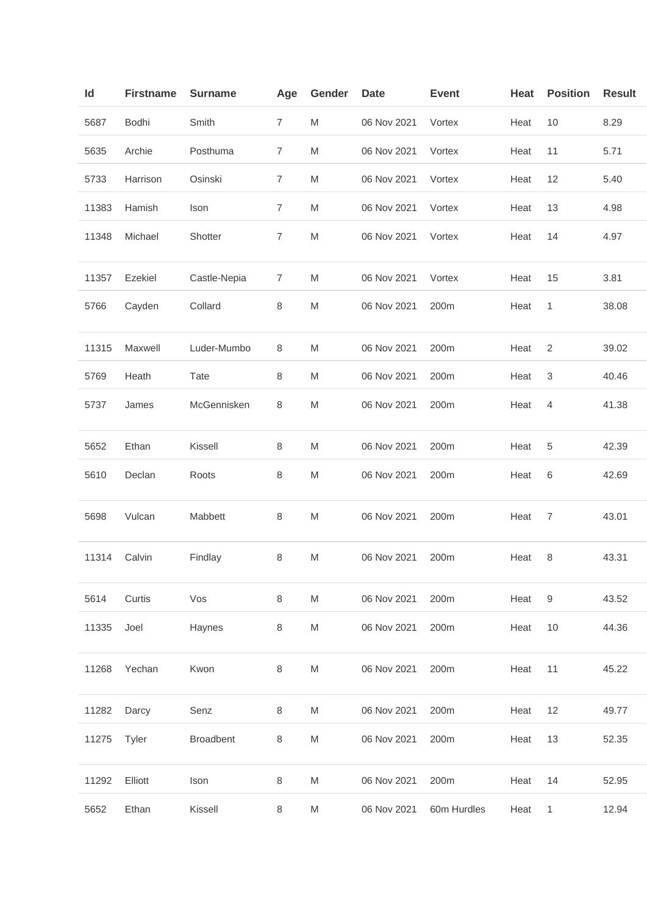| Id | Firstname | Surname | Age | Gender | Date | Event | Heat | Position | Result |
|---|---|---|---|---|---|---|---|---|---|
| 5687 | Bodhi | Smith | 7 | M | 06 Nov 2021 | Vortex | Heat | 10 | 8.29 |
| 5635 | Archie | Posthuma | 7 | M | 06 Nov 2021 | Vortex | Heat | 11 | 5.71 |
| 5733 | Harrison | Osinski | 7 | M | 06 Nov 2021 | Vortex | Heat | 12 | 5.40 |
| 11383 | Hamish | Ison | 7 | M | 06 Nov 2021 | Vortex | Heat | 13 | 4.98 |
| 11348 | Michael | Shotter | 7 | M | 06 Nov 2021 | Vortex | Heat | 14 | 4.97 |
| 11357 | Ezekiel | Castle-Nepia | 7 | M | 06 Nov 2021 | Vortex | Heat | 15 | 3.81 |
| 5766 | Cayden | Collard | 8 | M | 06 Nov 2021 | 200m | Heat | 1 | 38.08 |
| 11315 | Maxwell | Luder-Mumbo | 8 | M | 06 Nov 2021 | 200m | Heat | 2 | 39.02 |
| 5769 | Heath | Tate | 8 | M | 06 Nov 2021 | 200m | Heat | 3 | 40.46 |
| 5737 | James | McGennisken | 8 | M | 06 Nov 2021 | 200m | Heat | 4 | 41.38 |
| 5652 | Ethan | Kissell | 8 | M | 06 Nov 2021 | 200m | Heat | 5 | 42.39 |
| 5610 | Declan | Roots | 8 | M | 06 Nov 2021 | 200m | Heat | 6 | 42.69 |
| 5698 | Vulcan | Mabbett | 8 | M | 06 Nov 2021 | 200m | Heat | 7 | 43.01 |
| 11314 | Calvin | Findlay | 8 | M | 06 Nov 2021 | 200m | Heat | 8 | 43.31 |
| 5614 | Curtis | Vos | 8 | M | 06 Nov 2021 | 200m | Heat | 9 | 43.52 |
| 11335 | Joel | Haynes | 8 | M | 06 Nov 2021 | 200m | Heat | 10 | 44.36 |
| 11268 | Yechan | Kwon | 8 | M | 06 Nov 2021 | 200m | Heat | 11 | 45.22 |
| 11282 | Darcy | Senz | 8 | M | 06 Nov 2021 | 200m | Heat | 12 | 49.77 |
| 11275 | Tyler | Broadbent | 8 | M | 06 Nov 2021 | 200m | Heat | 13 | 52.35 |
| 11292 | Elliott | Ison | 8 | M | 06 Nov 2021 | 200m | Heat | 14 | 52.95 |
| 5652 | Ethan | Kissell | 8 | M | 06 Nov 2021 | 60m Hurdles | Heat | 1 | 12.94 |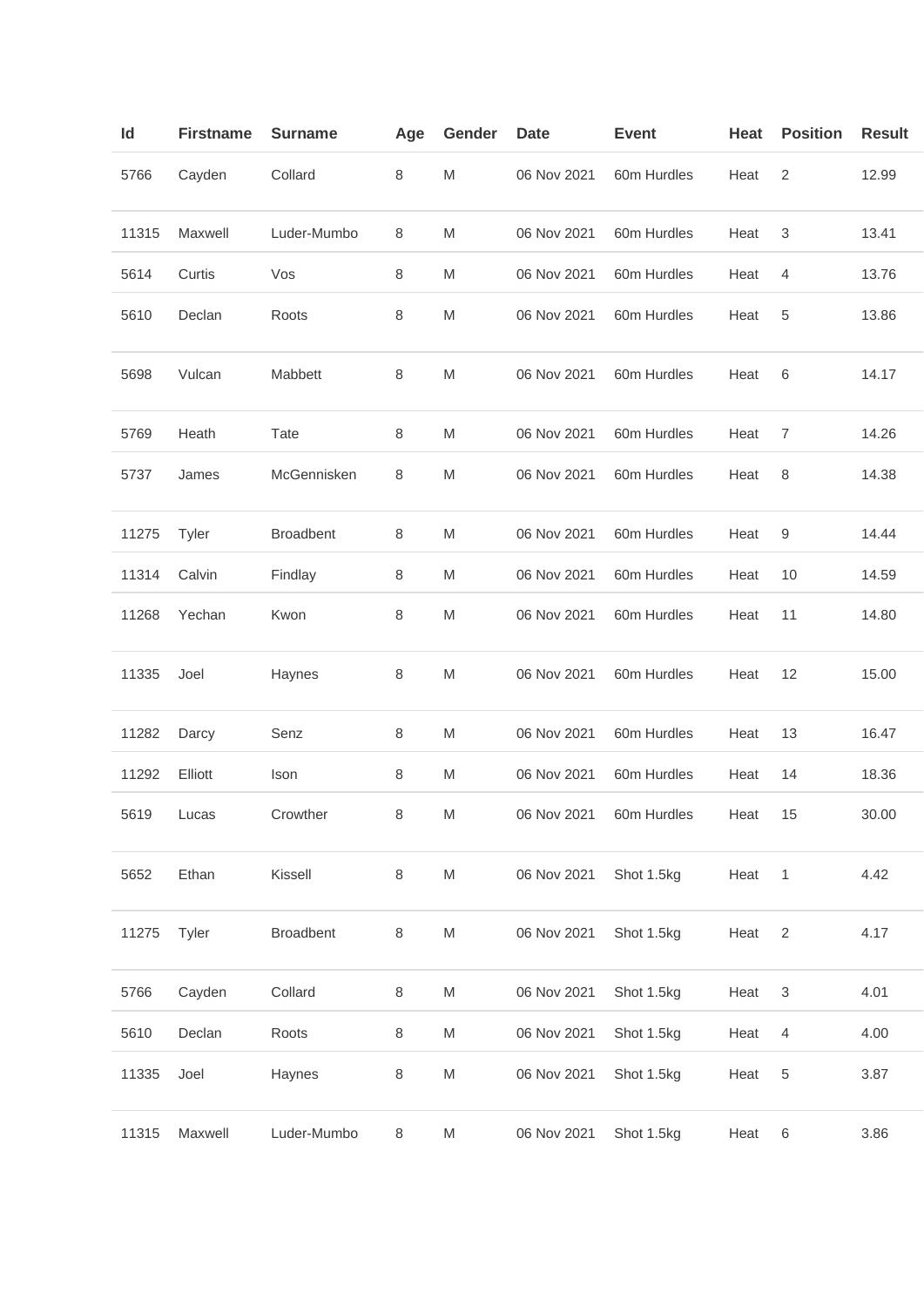| Id | Firstname | Surname | Age | Gender | Date | Event | Heat | Position | Result |
|---|---|---|---|---|---|---|---|---|---|
| 5766 | Cayden | Collard | 8 | M | 06 Nov 2021 | 60m Hurdles | Heat | 2 | 12.99 |
| 11315 | Maxwell | Luder-Mumbo | 8 | M | 06 Nov 2021 | 60m Hurdles | Heat | 3 | 13.41 |
| 5614 | Curtis | Vos | 8 | M | 06 Nov 2021 | 60m Hurdles | Heat | 4 | 13.76 |
| 5610 | Declan | Roots | 8 | M | 06 Nov 2021 | 60m Hurdles | Heat | 5 | 13.86 |
| 5698 | Vulcan | Mabbett | 8 | M | 06 Nov 2021 | 60m Hurdles | Heat | 6 | 14.17 |
| 5769 | Heath | Tate | 8 | M | 06 Nov 2021 | 60m Hurdles | Heat | 7 | 14.26 |
| 5737 | James | McGennisken | 8 | M | 06 Nov 2021 | 60m Hurdles | Heat | 8 | 14.38 |
| 11275 | Tyler | Broadbent | 8 | M | 06 Nov 2021 | 60m Hurdles | Heat | 9 | 14.44 |
| 11314 | Calvin | Findlay | 8 | M | 06 Nov 2021 | 60m Hurdles | Heat | 10 | 14.59 |
| 11268 | Yechan | Kwon | 8 | M | 06 Nov 2021 | 60m Hurdles | Heat | 11 | 14.80 |
| 11335 | Joel | Haynes | 8 | M | 06 Nov 2021 | 60m Hurdles | Heat | 12 | 15.00 |
| 11282 | Darcy | Senz | 8 | M | 06 Nov 2021 | 60m Hurdles | Heat | 13 | 16.47 |
| 11292 | Elliott | Ison | 8 | M | 06 Nov 2021 | 60m Hurdles | Heat | 14 | 18.36 |
| 5619 | Lucas | Crowther | 8 | M | 06 Nov 2021 | 60m Hurdles | Heat | 15 | 30.00 |
| 5652 | Ethan | Kissell | 8 | M | 06 Nov 2021 | Shot 1.5kg | Heat | 1 | 4.42 |
| 11275 | Tyler | Broadbent | 8 | M | 06 Nov 2021 | Shot 1.5kg | Heat | 2 | 4.17 |
| 5766 | Cayden | Collard | 8 | M | 06 Nov 2021 | Shot 1.5kg | Heat | 3 | 4.01 |
| 5610 | Declan | Roots | 8 | M | 06 Nov 2021 | Shot 1.5kg | Heat | 4 | 4.00 |
| 11335 | Joel | Haynes | 8 | M | 06 Nov 2021 | Shot 1.5kg | Heat | 5 | 3.87 |
| 11315 | Maxwell | Luder-Mumbo | 8 | M | 06 Nov 2021 | Shot 1.5kg | Heat | 6 | 3.86 |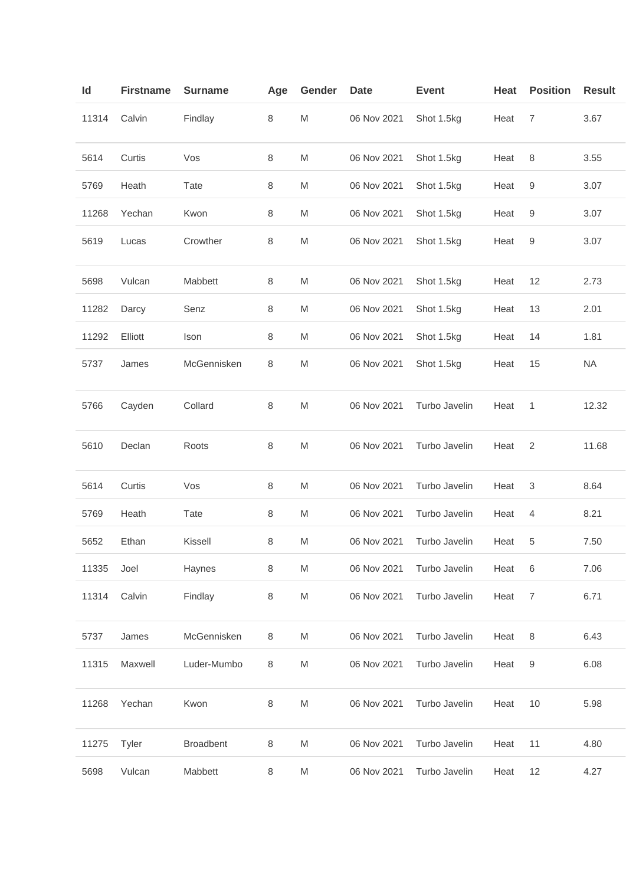| Id | Firstname | Surname | Age | Gender | Date | Event | Heat | Position | Result |
|---|---|---|---|---|---|---|---|---|---|
| 11314 | Calvin | Findlay | 8 | M | 06 Nov 2021 | Shot 1.5kg | Heat | 7 | 3.67 |
| 5614 | Curtis | Vos | 8 | M | 06 Nov 2021 | Shot 1.5kg | Heat | 8 | 3.55 |
| 5769 | Heath | Tate | 8 | M | 06 Nov 2021 | Shot 1.5kg | Heat | 9 | 3.07 |
| 11268 | Yechan | Kwon | 8 | M | 06 Nov 2021 | Shot 1.5kg | Heat | 9 | 3.07 |
| 5619 | Lucas | Crowther | 8 | M | 06 Nov 2021 | Shot 1.5kg | Heat | 9 | 3.07 |
| 5698 | Vulcan | Mabbett | 8 | M | 06 Nov 2021 | Shot 1.5kg | Heat | 12 | 2.73 |
| 11282 | Darcy | Senz | 8 | M | 06 Nov 2021 | Shot 1.5kg | Heat | 13 | 2.01 |
| 11292 | Elliott | Ison | 8 | M | 06 Nov 2021 | Shot 1.5kg | Heat | 14 | 1.81 |
| 5737 | James | McGennisken | 8 | M | 06 Nov 2021 | Shot 1.5kg | Heat | 15 | NA |
| 5766 | Cayden | Collard | 8 | M | 06 Nov 2021 | Turbo Javelin | Heat | 1 | 12.32 |
| 5610 | Declan | Roots | 8 | M | 06 Nov 2021 | Turbo Javelin | Heat | 2 | 11.68 |
| 5614 | Curtis | Vos | 8 | M | 06 Nov 2021 | Turbo Javelin | Heat | 3 | 8.64 |
| 5769 | Heath | Tate | 8 | M | 06 Nov 2021 | Turbo Javelin | Heat | 4 | 8.21 |
| 5652 | Ethan | Kissell | 8 | M | 06 Nov 2021 | Turbo Javelin | Heat | 5 | 7.50 |
| 11335 | Joel | Haynes | 8 | M | 06 Nov 2021 | Turbo Javelin | Heat | 6 | 7.06 |
| 11314 | Calvin | Findlay | 8 | M | 06 Nov 2021 | Turbo Javelin | Heat | 7 | 6.71 |
| 5737 | James | McGennisken | 8 | M | 06 Nov 2021 | Turbo Javelin | Heat | 8 | 6.43 |
| 11315 | Maxwell | Luder-Mumbo | 8 | M | 06 Nov 2021 | Turbo Javelin | Heat | 9 | 6.08 |
| 11268 | Yechan | Kwon | 8 | M | 06 Nov 2021 | Turbo Javelin | Heat | 10 | 5.98 |
| 11275 | Tyler | Broadbent | 8 | M | 06 Nov 2021 | Turbo Javelin | Heat | 11 | 4.80 |
| 5698 | Vulcan | Mabbett | 8 | M | 06 Nov 2021 | Turbo Javelin | Heat | 12 | 4.27 |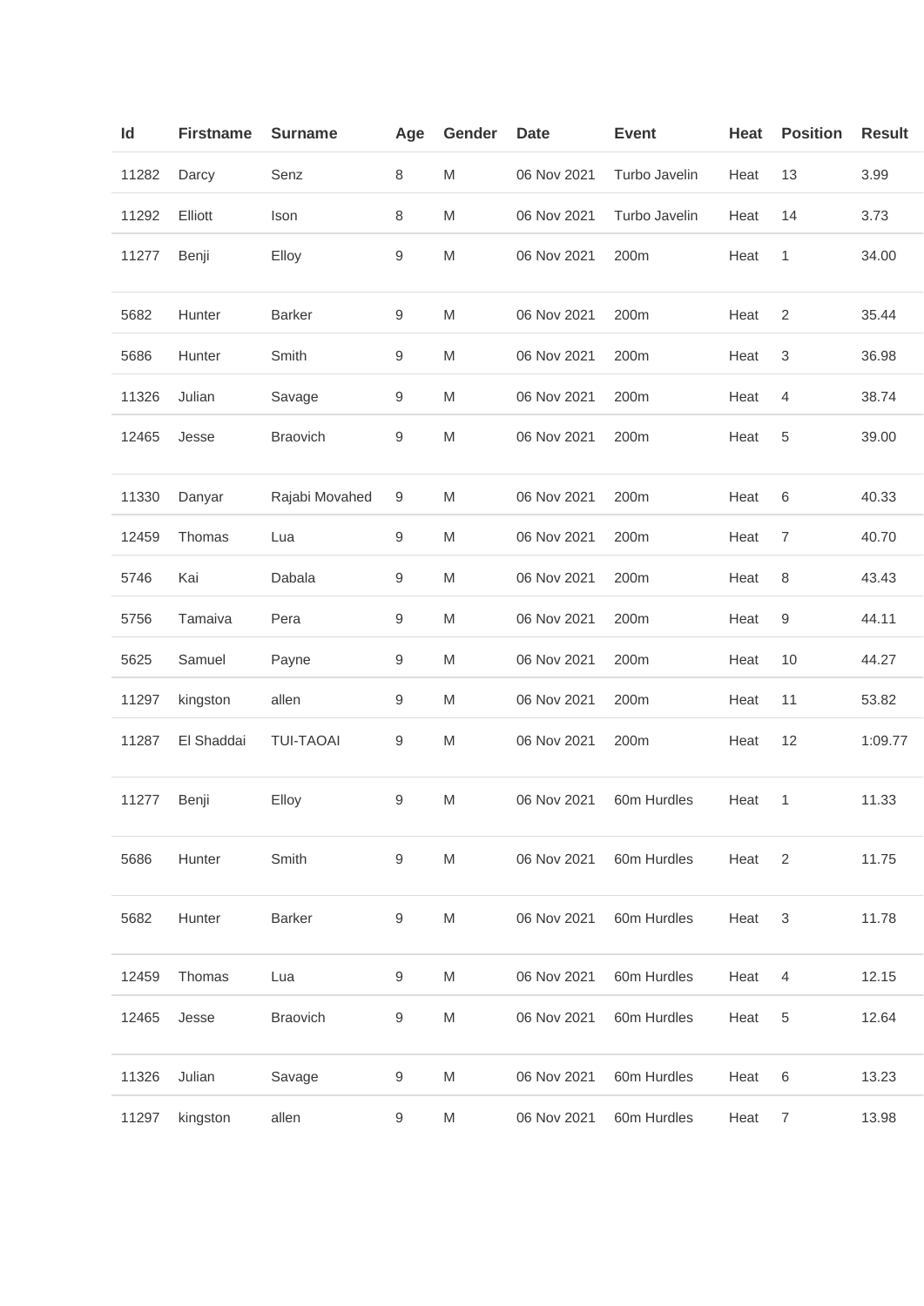| Id | Firstname | Surname | Age | Gender | Date | Event | Heat | Position | Result |
|---|---|---|---|---|---|---|---|---|---|
| 11282 | Darcy | Senz | 8 | M | 06 Nov 2021 | Turbo Javelin | Heat | 13 | 3.99 |
| 11292 | Elliott | Ison | 8 | M | 06 Nov 2021 | Turbo Javelin | Heat | 14 | 3.73 |
| 11277 | Benji | Elloy | 9 | M | 06 Nov 2021 | 200m | Heat | 1 | 34.00 |
| 5682 | Hunter | Barker | 9 | M | 06 Nov 2021 | 200m | Heat | 2 | 35.44 |
| 5686 | Hunter | Smith | 9 | M | 06 Nov 2021 | 200m | Heat | 3 | 36.98 |
| 11326 | Julian | Savage | 9 | M | 06 Nov 2021 | 200m | Heat | 4 | 38.74 |
| 12465 | Jesse | Braovich | 9 | M | 06 Nov 2021 | 200m | Heat | 5 | 39.00 |
| 11330 | Danyar | Rajabi Movahed | 9 | M | 06 Nov 2021 | 200m | Heat | 6 | 40.33 |
| 12459 | Thomas | Lua | 9 | M | 06 Nov 2021 | 200m | Heat | 7 | 40.70 |
| 5746 | Kai | Dabala | 9 | M | 06 Nov 2021 | 200m | Heat | 8 | 43.43 |
| 5756 | Tamaiva | Pera | 9 | M | 06 Nov 2021 | 200m | Heat | 9 | 44.11 |
| 5625 | Samuel | Payne | 9 | M | 06 Nov 2021 | 200m | Heat | 10 | 44.27 |
| 11297 | kingston | allen | 9 | M | 06 Nov 2021 | 200m | Heat | 11 | 53.82 |
| 11287 | El Shaddai | TUI-TAOAI | 9 | M | 06 Nov 2021 | 200m | Heat | 12 | 1:09.77 |
| 11277 | Benji | Elloy | 9 | M | 06 Nov 2021 | 60m Hurdles | Heat | 1 | 11.33 |
| 5686 | Hunter | Smith | 9 | M | 06 Nov 2021 | 60m Hurdles | Heat | 2 | 11.75 |
| 5682 | Hunter | Barker | 9 | M | 06 Nov 2021 | 60m Hurdles | Heat | 3 | 11.78 |
| 12459 | Thomas | Lua | 9 | M | 06 Nov 2021 | 60m Hurdles | Heat | 4 | 12.15 |
| 12465 | Jesse | Braovich | 9 | M | 06 Nov 2021 | 60m Hurdles | Heat | 5 | 12.64 |
| 11326 | Julian | Savage | 9 | M | 06 Nov 2021 | 60m Hurdles | Heat | 6 | 13.23 |
| 11297 | kingston | allen | 9 | M | 06 Nov 2021 | 60m Hurdles | Heat | 7 | 13.98 |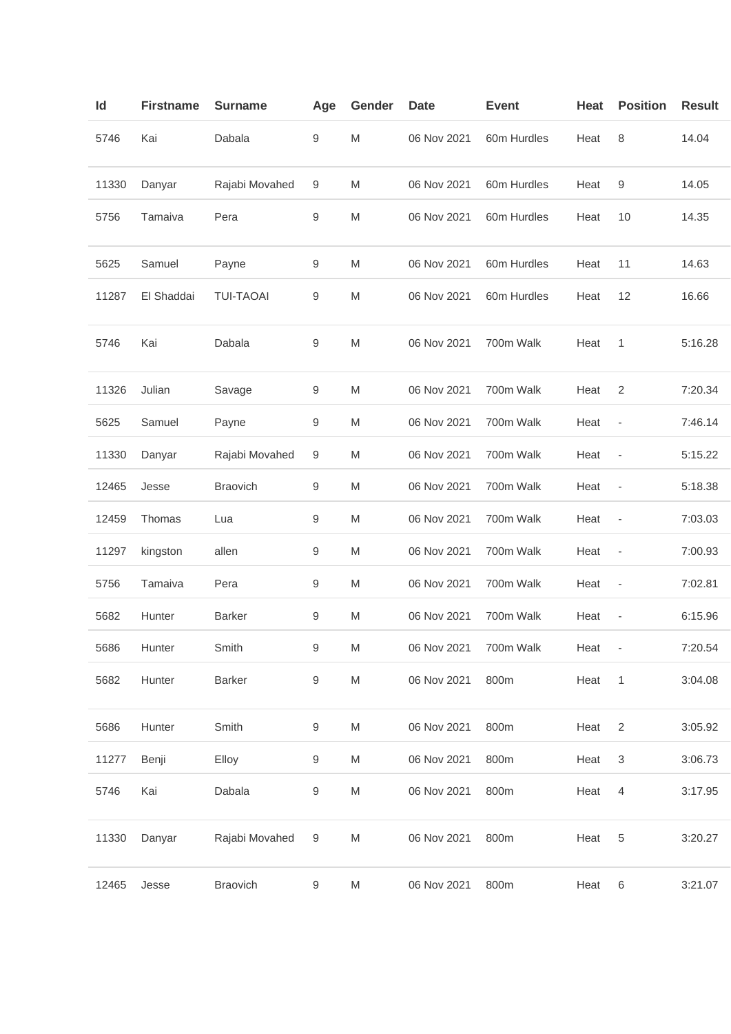| Id | Firstname | Surname | Age | Gender | Date | Event | Heat | Position | Result |
|---|---|---|---|---|---|---|---|---|---|
| 5746 | Kai | Dabala | 9 | M | 06 Nov 2021 | 60m Hurdles | Heat | 8 | 14.04 |
| 11330 | Danyar | Rajabi Movahed | 9 | M | 06 Nov 2021 | 60m Hurdles | Heat | 9 | 14.05 |
| 5756 | Tamaiva | Pera | 9 | M | 06 Nov 2021 | 60m Hurdles | Heat | 10 | 14.35 |
| 5625 | Samuel | Payne | 9 | M | 06 Nov 2021 | 60m Hurdles | Heat | 11 | 14.63 |
| 11287 | El Shaddai | TUI-TAOAI | 9 | M | 06 Nov 2021 | 60m Hurdles | Heat | 12 | 16.66 |
| 5746 | Kai | Dabala | 9 | M | 06 Nov 2021 | 700m Walk | Heat | 1 | 5:16.28 |
| 11326 | Julian | Savage | 9 | M | 06 Nov 2021 | 700m Walk | Heat | 2 | 7:20.34 |
| 5625 | Samuel | Payne | 9 | M | 06 Nov 2021 | 700m Walk | Heat | - | 7:46.14 |
| 11330 | Danyar | Rajabi Movahed | 9 | M | 06 Nov 2021 | 700m Walk | Heat | - | 5:15.22 |
| 12465 | Jesse | Braovich | 9 | M | 06 Nov 2021 | 700m Walk | Heat | - | 5:18.38 |
| 12459 | Thomas | Lua | 9 | M | 06 Nov 2021 | 700m Walk | Heat | - | 7:03.03 |
| 11297 | kingston | allen | 9 | M | 06 Nov 2021 | 700m Walk | Heat | - | 7:00.93 |
| 5756 | Tamaiva | Pera | 9 | M | 06 Nov 2021 | 700m Walk | Heat | - | 7:02.81 |
| 5682 | Hunter | Barker | 9 | M | 06 Nov 2021 | 700m Walk | Heat | - | 6:15.96 |
| 5686 | Hunter | Smith | 9 | M | 06 Nov 2021 | 700m Walk | Heat | - | 7:20.54 |
| 5682 | Hunter | Barker | 9 | M | 06 Nov 2021 | 800m | Heat | 1 | 3:04.08 |
| 5686 | Hunter | Smith | 9 | M | 06 Nov 2021 | 800m | Heat | 2 | 3:05.92 |
| 11277 | Benji | Elloy | 9 | M | 06 Nov 2021 | 800m | Heat | 3 | 3:06.73 |
| 5746 | Kai | Dabala | 9 | M | 06 Nov 2021 | 800m | Heat | 4 | 3:17.95 |
| 11330 | Danyar | Rajabi Movahed | 9 | M | 06 Nov 2021 | 800m | Heat | 5 | 3:20.27 |
| 12465 | Jesse | Braovich | 9 | M | 06 Nov 2021 | 800m | Heat | 6 | 3:21.07 |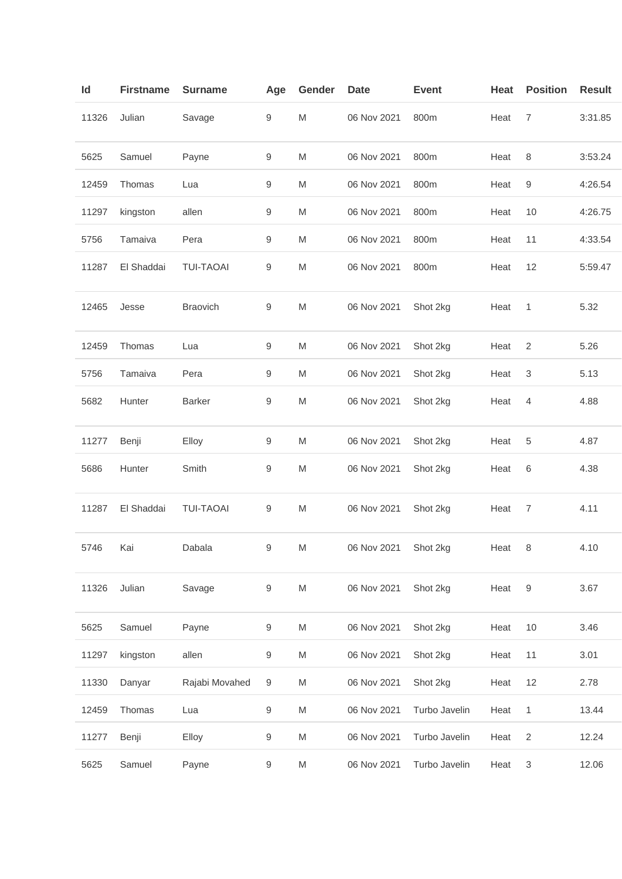| Id | Firstname | Surname | Age | Gender | Date | Event | Heat | Position | Result |
|---|---|---|---|---|---|---|---|---|---|
| 11326 | Julian | Savage | 9 | M | 06 Nov 2021 | 800m | Heat | 7 | 3:31.85 |
| 5625 | Samuel | Payne | 9 | M | 06 Nov 2021 | 800m | Heat | 8 | 3:53.24 |
| 12459 | Thomas | Lua | 9 | M | 06 Nov 2021 | 800m | Heat | 9 | 4:26.54 |
| 11297 | kingston | allen | 9 | M | 06 Nov 2021 | 800m | Heat | 10 | 4:26.75 |
| 5756 | Tamaiva | Pera | 9 | M | 06 Nov 2021 | 800m | Heat | 11 | 4:33.54 |
| 11287 | El Shaddai | TUI-TAOAI | 9 | M | 06 Nov 2021 | 800m | Heat | 12 | 5:59.47 |
| 12465 | Jesse | Braovich | 9 | M | 06 Nov 2021 | Shot 2kg | Heat | 1 | 5.32 |
| 12459 | Thomas | Lua | 9 | M | 06 Nov 2021 | Shot 2kg | Heat | 2 | 5.26 |
| 5756 | Tamaiva | Pera | 9 | M | 06 Nov 2021 | Shot 2kg | Heat | 3 | 5.13 |
| 5682 | Hunter | Barker | 9 | M | 06 Nov 2021 | Shot 2kg | Heat | 4 | 4.88 |
| 11277 | Benji | Elloy | 9 | M | 06 Nov 2021 | Shot 2kg | Heat | 5 | 4.87 |
| 5686 | Hunter | Smith | 9 | M | 06 Nov 2021 | Shot 2kg | Heat | 6 | 4.38 |
| 11287 | El Shaddai | TUI-TAOAI | 9 | M | 06 Nov 2021 | Shot 2kg | Heat | 7 | 4.11 |
| 5746 | Kai | Dabala | 9 | M | 06 Nov 2021 | Shot 2kg | Heat | 8 | 4.10 |
| 11326 | Julian | Savage | 9 | M | 06 Nov 2021 | Shot 2kg | Heat | 9 | 3.67 |
| 5625 | Samuel | Payne | 9 | M | 06 Nov 2021 | Shot 2kg | Heat | 10 | 3.46 |
| 11297 | kingston | allen | 9 | M | 06 Nov 2021 | Shot 2kg | Heat | 11 | 3.01 |
| 11330 | Danyar | Rajabi Movahed | 9 | M | 06 Nov 2021 | Shot 2kg | Heat | 12 | 2.78 |
| 12459 | Thomas | Lua | 9 | M | 06 Nov 2021 | Turbo Javelin | Heat | 1 | 13.44 |
| 11277 | Benji | Elloy | 9 | M | 06 Nov 2021 | Turbo Javelin | Heat | 2 | 12.24 |
| 5625 | Samuel | Payne | 9 | M | 06 Nov 2021 | Turbo Javelin | Heat | 3 | 12.06 |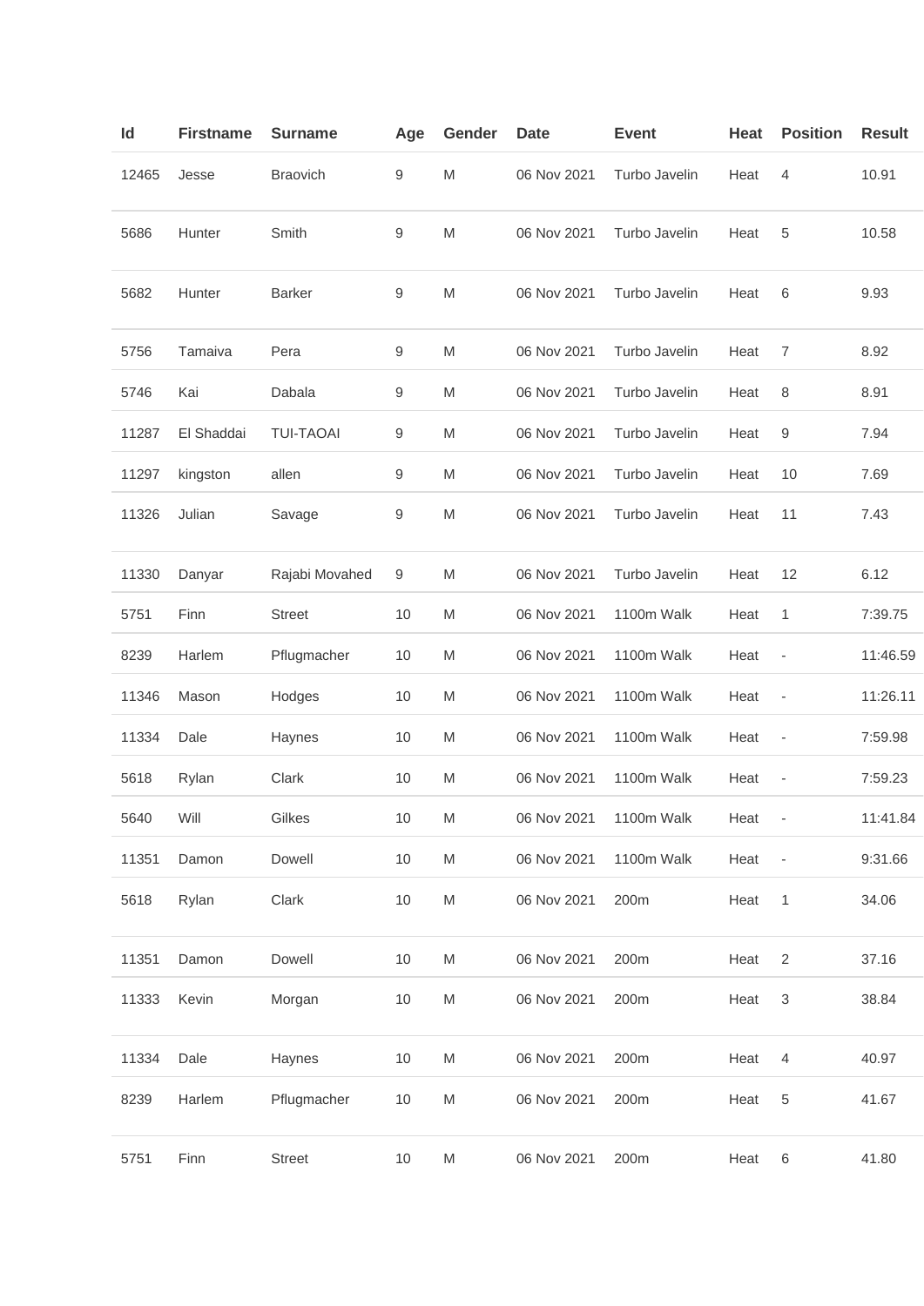| Id | Firstname | Surname | Age | Gender | Date | Event | Heat | Position | Result |
|---|---|---|---|---|---|---|---|---|---|
| 12465 | Jesse | Braovich | 9 | M | 06 Nov 2021 | Turbo Javelin | Heat | 4 | 10.91 |
| 5686 | Hunter | Smith | 9 | M | 06 Nov 2021 | Turbo Javelin | Heat | 5 | 10.58 |
| 5682 | Hunter | Barker | 9 | M | 06 Nov 2021 | Turbo Javelin | Heat | 6 | 9.93 |
| 5756 | Tamaiva | Pera | 9 | M | 06 Nov 2021 | Turbo Javelin | Heat | 7 | 8.92 |
| 5746 | Kai | Dabala | 9 | M | 06 Nov 2021 | Turbo Javelin | Heat | 8 | 8.91 |
| 11287 | El Shaddai | TUI-TAOAI | 9 | M | 06 Nov 2021 | Turbo Javelin | Heat | 9 | 7.94 |
| 11297 | kingston | allen | 9 | M | 06 Nov 2021 | Turbo Javelin | Heat | 10 | 7.69 |
| 11326 | Julian | Savage | 9 | M | 06 Nov 2021 | Turbo Javelin | Heat | 11 | 7.43 |
| 11330 | Danyar | Rajabi Movahed | 9 | M | 06 Nov 2021 | Turbo Javelin | Heat | 12 | 6.12 |
| 5751 | Finn | Street | 10 | M | 06 Nov 2021 | 1100m Walk | Heat | 1 | 7:39.75 |
| 8239 | Harlem | Pflugmacher | 10 | M | 06 Nov 2021 | 1100m Walk | Heat | - | 11:46.59 |
| 11346 | Mason | Hodges | 10 | M | 06 Nov 2021 | 1100m Walk | Heat | - | 11:26.11 |
| 11334 | Dale | Haynes | 10 | M | 06 Nov 2021 | 1100m Walk | Heat | - | 7:59.98 |
| 5618 | Rylan | Clark | 10 | M | 06 Nov 2021 | 1100m Walk | Heat | - | 7:59.23 |
| 5640 | Will | Gilkes | 10 | M | 06 Nov 2021 | 1100m Walk | Heat | - | 11:41.84 |
| 11351 | Damon | Dowell | 10 | M | 06 Nov 2021 | 1100m Walk | Heat | - | 9:31.66 |
| 5618 | Rylan | Clark | 10 | M | 06 Nov 2021 | 200m | Heat | 1 | 34.06 |
| 11351 | Damon | Dowell | 10 | M | 06 Nov 2021 | 200m | Heat | 2 | 37.16 |
| 11333 | Kevin | Morgan | 10 | M | 06 Nov 2021 | 200m | Heat | 3 | 38.84 |
| 11334 | Dale | Haynes | 10 | M | 06 Nov 2021 | 200m | Heat | 4 | 40.97 |
| 8239 | Harlem | Pflugmacher | 10 | M | 06 Nov 2021 | 200m | Heat | 5 | 41.67 |
| 5751 | Finn | Street | 10 | M | 06 Nov 2021 | 200m | Heat | 6 | 41.80 |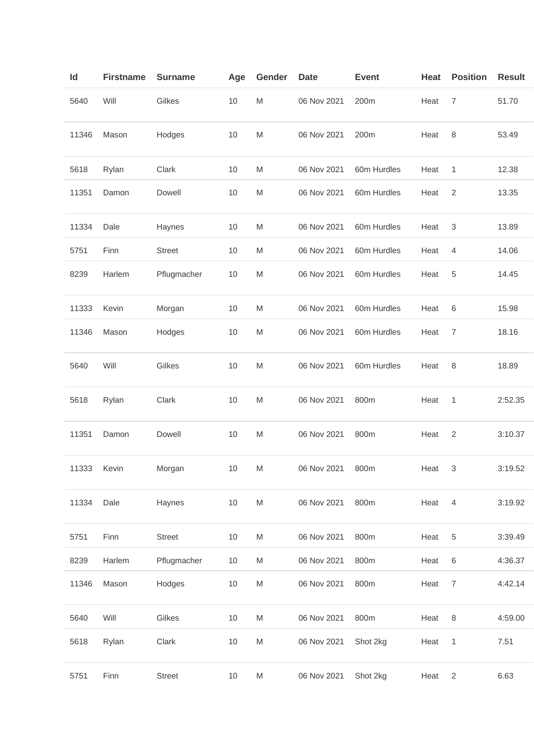| Id | Firstname | Surname | Age | Gender | Date | Event | Heat | Position | Result |
|---|---|---|---|---|---|---|---|---|---|
| 5640 | Will | Gilkes | 10 | M | 06 Nov 2021 | 200m | Heat | 7 | 51.70 |
| 11346 | Mason | Hodges | 10 | M | 06 Nov 2021 | 200m | Heat | 8 | 53.49 |
| 5618 | Rylan | Clark | 10 | M | 06 Nov 2021 | 60m Hurdles | Heat | 1 | 12.38 |
| 11351 | Damon | Dowell | 10 | M | 06 Nov 2021 | 60m Hurdles | Heat | 2 | 13.35 |
| 11334 | Dale | Haynes | 10 | M | 06 Nov 2021 | 60m Hurdles | Heat | 3 | 13.89 |
| 5751 | Finn | Street | 10 | M | 06 Nov 2021 | 60m Hurdles | Heat | 4 | 14.06 |
| 8239 | Harlem | Pflugmacher | 10 | M | 06 Nov 2021 | 60m Hurdles | Heat | 5 | 14.45 |
| 11333 | Kevin | Morgan | 10 | M | 06 Nov 2021 | 60m Hurdles | Heat | 6 | 15.98 |
| 11346 | Mason | Hodges | 10 | M | 06 Nov 2021 | 60m Hurdles | Heat | 7 | 18.16 |
| 5640 | Will | Gilkes | 10 | M | 06 Nov 2021 | 60m Hurdles | Heat | 8 | 18.89 |
| 5618 | Rylan | Clark | 10 | M | 06 Nov 2021 | 800m | Heat | 1 | 2:52.35 |
| 11351 | Damon | Dowell | 10 | M | 06 Nov 2021 | 800m | Heat | 2 | 3:10.37 |
| 11333 | Kevin | Morgan | 10 | M | 06 Nov 2021 | 800m | Heat | 3 | 3:19.52 |
| 11334 | Dale | Haynes | 10 | M | 06 Nov 2021 | 800m | Heat | 4 | 3:19.92 |
| 5751 | Finn | Street | 10 | M | 06 Nov 2021 | 800m | Heat | 5 | 3:39.49 |
| 8239 | Harlem | Pflugmacher | 10 | M | 06 Nov 2021 | 800m | Heat | 6 | 4:36.37 |
| 11346 | Mason | Hodges | 10 | M | 06 Nov 2021 | 800m | Heat | 7 | 4:42.14 |
| 5640 | Will | Gilkes | 10 | M | 06 Nov 2021 | 800m | Heat | 8 | 4:59.00 |
| 5618 | Rylan | Clark | 10 | M | 06 Nov 2021 | Shot 2kg | Heat | 1 | 7.51 |
| 5751 | Finn | Street | 10 | M | 06 Nov 2021 | Shot 2kg | Heat | 2 | 6.63 |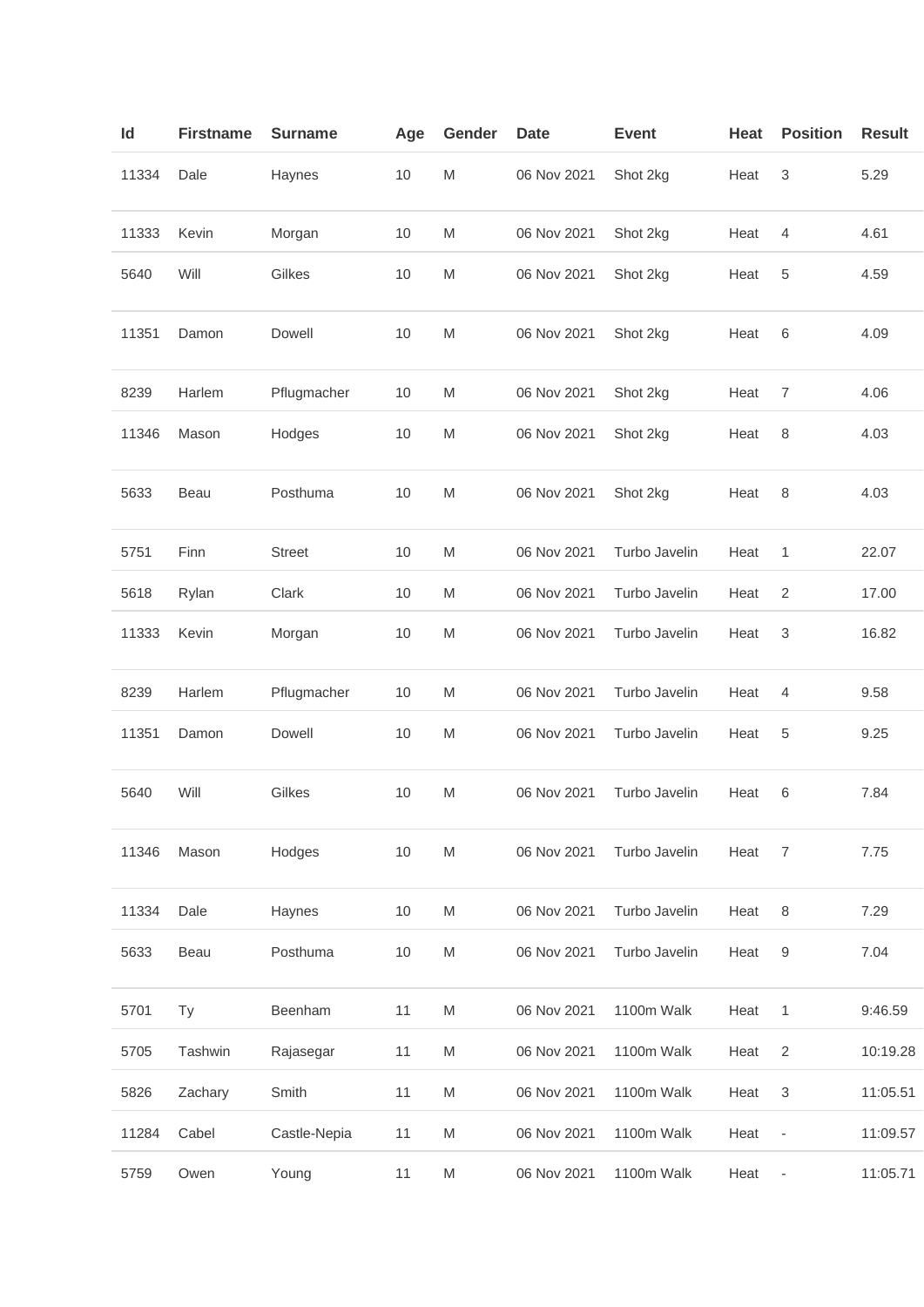| Id | Firstname | Surname | Age | Gender | Date | Event | Heat | Position | Result |
|---|---|---|---|---|---|---|---|---|---|
| 11334 | Dale | Haynes | 10 | M | 06 Nov 2021 | Shot 2kg | Heat | 3 | 5.29 |
| 11333 | Kevin | Morgan | 10 | M | 06 Nov 2021 | Shot 2kg | Heat | 4 | 4.61 |
| 5640 | Will | Gilkes | 10 | M | 06 Nov 2021 | Shot 2kg | Heat | 5 | 4.59 |
| 11351 | Damon | Dowell | 10 | M | 06 Nov 2021 | Shot 2kg | Heat | 6 | 4.09 |
| 8239 | Harlem | Pflugmacher | 10 | M | 06 Nov 2021 | Shot 2kg | Heat | 7 | 4.06 |
| 11346 | Mason | Hodges | 10 | M | 06 Nov 2021 | Shot 2kg | Heat | 8 | 4.03 |
| 5633 | Beau | Posthuma | 10 | M | 06 Nov 2021 | Shot 2kg | Heat | 8 | 4.03 |
| 5751 | Finn | Street | 10 | M | 06 Nov 2021 | Turbo Javelin | Heat | 1 | 22.07 |
| 5618 | Rylan | Clark | 10 | M | 06 Nov 2021 | Turbo Javelin | Heat | 2 | 17.00 |
| 11333 | Kevin | Morgan | 10 | M | 06 Nov 2021 | Turbo Javelin | Heat | 3 | 16.82 |
| 8239 | Harlem | Pflugmacher | 10 | M | 06 Nov 2021 | Turbo Javelin | Heat | 4 | 9.58 |
| 11351 | Damon | Dowell | 10 | M | 06 Nov 2021 | Turbo Javelin | Heat | 5 | 9.25 |
| 5640 | Will | Gilkes | 10 | M | 06 Nov 2021 | Turbo Javelin | Heat | 6 | 7.84 |
| 11346 | Mason | Hodges | 10 | M | 06 Nov 2021 | Turbo Javelin | Heat | 7 | 7.75 |
| 11334 | Dale | Haynes | 10 | M | 06 Nov 2021 | Turbo Javelin | Heat | 8 | 7.29 |
| 5633 | Beau | Posthuma | 10 | M | 06 Nov 2021 | Turbo Javelin | Heat | 9 | 7.04 |
| 5701 | Ty | Beenham | 11 | M | 06 Nov 2021 | 1100m Walk | Heat | 1 | 9:46.59 |
| 5705 | Tashwin | Rajasegar | 11 | M | 06 Nov 2021 | 1100m Walk | Heat | 2 | 10:19.28 |
| 5826 | Zachary | Smith | 11 | M | 06 Nov 2021 | 1100m Walk | Heat | 3 | 11:05.51 |
| 11284 | Cabel | Castle-Nepia | 11 | M | 06 Nov 2021 | 1100m Walk | Heat | - | 11:09.57 |
| 5759 | Owen | Young | 11 | M | 06 Nov 2021 | 1100m Walk | Heat | - | 11:05.71 |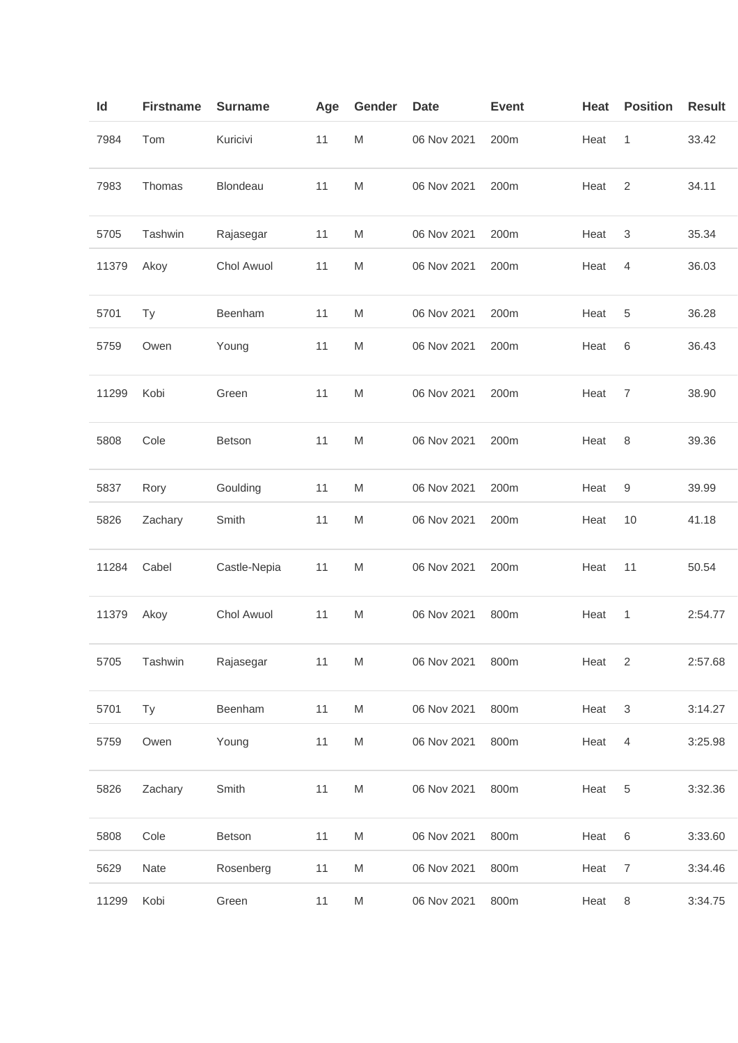| Id | Firstname | Surname | Age | Gender | Date | Event | Heat | Position | Result |
|---|---|---|---|---|---|---|---|---|---|
| 7984 | Tom | Kuricivi | 11 | M | 06 Nov 2021 | 200m | Heat | 1 | 33.42 |
| 7983 | Thomas | Blondeau | 11 | M | 06 Nov 2021 | 200m | Heat | 2 | 34.11 |
| 5705 | Tashwin | Rajasegar | 11 | M | 06 Nov 2021 | 200m | Heat | 3 | 35.34 |
| 11379 | Akoy | Chol Awuol | 11 | M | 06 Nov 2021 | 200m | Heat | 4 | 36.03 |
| 5701 | Ty | Beenham | 11 | M | 06 Nov 2021 | 200m | Heat | 5 | 36.28 |
| 5759 | Owen | Young | 11 | M | 06 Nov 2021 | 200m | Heat | 6 | 36.43 |
| 11299 | Kobi | Green | 11 | M | 06 Nov 2021 | 200m | Heat | 7 | 38.90 |
| 5808 | Cole | Betson | 11 | M | 06 Nov 2021 | 200m | Heat | 8 | 39.36 |
| 5837 | Rory | Goulding | 11 | M | 06 Nov 2021 | 200m | Heat | 9 | 39.99 |
| 5826 | Zachary | Smith | 11 | M | 06 Nov 2021 | 200m | Heat | 10 | 41.18 |
| 11284 | Cabel | Castle-Nepia | 11 | M | 06 Nov 2021 | 200m | Heat | 11 | 50.54 |
| 11379 | Akoy | Chol Awuol | 11 | M | 06 Nov 2021 | 800m | Heat | 1 | 2:54.77 |
| 5705 | Tashwin | Rajasegar | 11 | M | 06 Nov 2021 | 800m | Heat | 2 | 2:57.68 |
| 5701 | Ty | Beenham | 11 | M | 06 Nov 2021 | 800m | Heat | 3 | 3:14.27 |
| 5759 | Owen | Young | 11 | M | 06 Nov 2021 | 800m | Heat | 4 | 3:25.98 |
| 5826 | Zachary | Smith | 11 | M | 06 Nov 2021 | 800m | Heat | 5 | 3:32.36 |
| 5808 | Cole | Betson | 11 | M | 06 Nov 2021 | 800m | Heat | 6 | 3:33.60 |
| 5629 | Nate | Rosenberg | 11 | M | 06 Nov 2021 | 800m | Heat | 7 | 3:34.46 |
| 11299 | Kobi | Green | 11 | M | 06 Nov 2021 | 800m | Heat | 8 | 3:34.75 |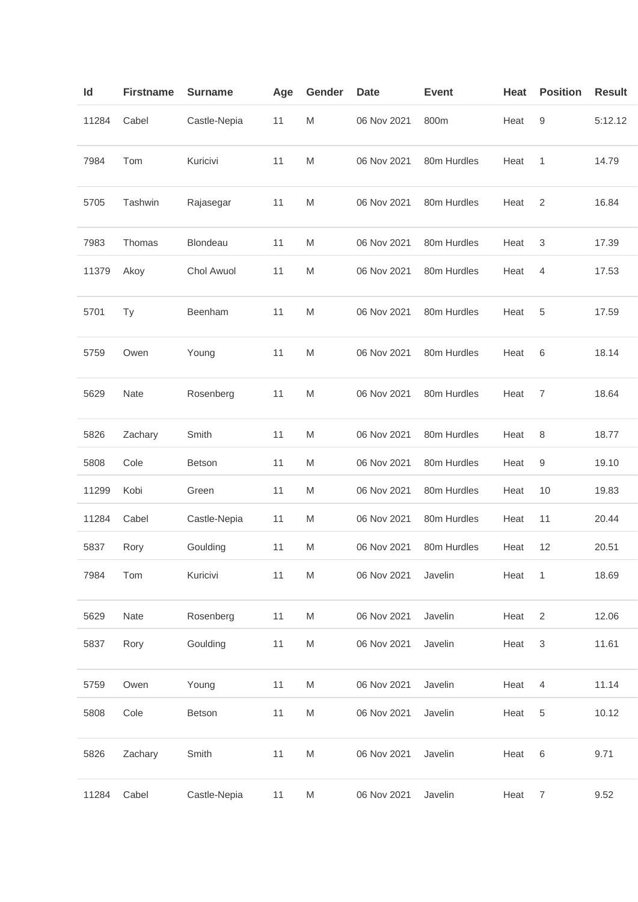| Id | Firstname | Surname | Age | Gender | Date | Event | Heat | Position | Result |
|---|---|---|---|---|---|---|---|---|---|
| 11284 | Cabel | Castle-Nepia | 11 | M | 06 Nov 2021 | 800m | Heat | 9 | 5:12.12 |
| 7984 | Tom | Kuricivi | 11 | M | 06 Nov 2021 | 80m Hurdles | Heat | 1 | 14.79 |
| 5705 | Tashwin | Rajasegar | 11 | M | 06 Nov 2021 | 80m Hurdles | Heat | 2 | 16.84 |
| 7983 | Thomas | Blondeau | 11 | M | 06 Nov 2021 | 80m Hurdles | Heat | 3 | 17.39 |
| 11379 | Akoy | Chol Awuol | 11 | M | 06 Nov 2021 | 80m Hurdles | Heat | 4 | 17.53 |
| 5701 | Ty | Beenham | 11 | M | 06 Nov 2021 | 80m Hurdles | Heat | 5 | 17.59 |
| 5759 | Owen | Young | 11 | M | 06 Nov 2021 | 80m Hurdles | Heat | 6 | 18.14 |
| 5629 | Nate | Rosenberg | 11 | M | 06 Nov 2021 | 80m Hurdles | Heat | 7 | 18.64 |
| 5826 | Zachary | Smith | 11 | M | 06 Nov 2021 | 80m Hurdles | Heat | 8 | 18.77 |
| 5808 | Cole | Betson | 11 | M | 06 Nov 2021 | 80m Hurdles | Heat | 9 | 19.10 |
| 11299 | Kobi | Green | 11 | M | 06 Nov 2021 | 80m Hurdles | Heat | 10 | 19.83 |
| 11284 | Cabel | Castle-Nepia | 11 | M | 06 Nov 2021 | 80m Hurdles | Heat | 11 | 20.44 |
| 5837 | Rory | Goulding | 11 | M | 06 Nov 2021 | 80m Hurdles | Heat | 12 | 20.51 |
| 7984 | Tom | Kuricivi | 11 | M | 06 Nov 2021 | Javelin | Heat | 1 | 18.69 |
| 5629 | Nate | Rosenberg | 11 | M | 06 Nov 2021 | Javelin | Heat | 2 | 12.06 |
| 5837 | Rory | Goulding | 11 | M | 06 Nov 2021 | Javelin | Heat | 3 | 11.61 |
| 5759 | Owen | Young | 11 | M | 06 Nov 2021 | Javelin | Heat | 4 | 11.14 |
| 5808 | Cole | Betson | 11 | M | 06 Nov 2021 | Javelin | Heat | 5 | 10.12 |
| 5826 | Zachary | Smith | 11 | M | 06 Nov 2021 | Javelin | Heat | 6 | 9.71 |
| 11284 | Cabel | Castle-Nepia | 11 | M | 06 Nov 2021 | Javelin | Heat | 7 | 9.52 |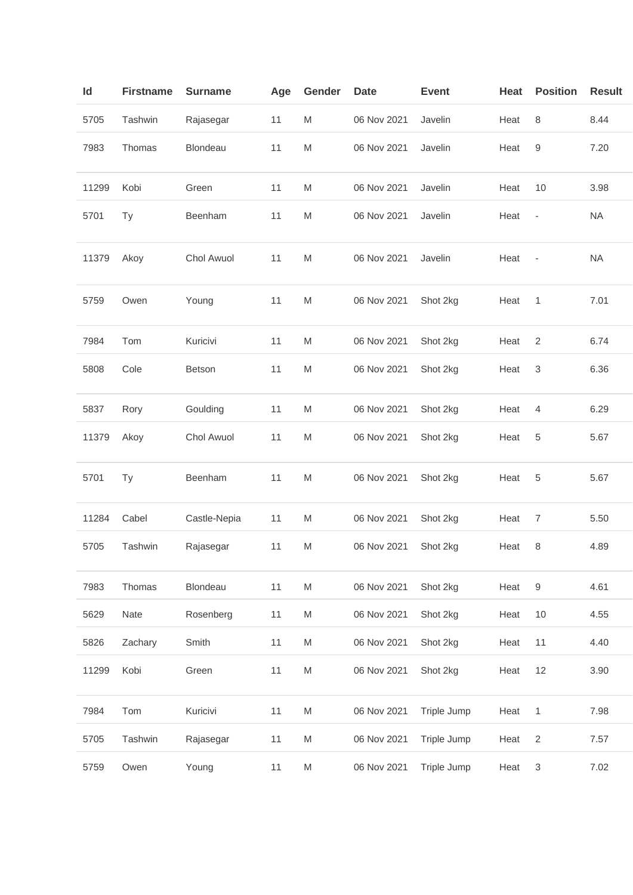| Id | Firstname | Surname | Age | Gender | Date | Event | Heat | Position | Result |
|---|---|---|---|---|---|---|---|---|---|
| 5705 | Tashwin | Rajasegar | 11 | M | 06 Nov 2021 | Javelin | Heat | 8 | 8.44 |
| 7983 | Thomas | Blondeau | 11 | M | 06 Nov 2021 | Javelin | Heat | 9 | 7.20 |
| 11299 | Kobi | Green | 11 | M | 06 Nov 2021 | Javelin | Heat | 10 | 3.98 |
| 5701 | Ty | Beenham | 11 | M | 06 Nov 2021 | Javelin | Heat | - | NA |
| 11379 | Akoy | Chol Awuol | 11 | M | 06 Nov 2021 | Javelin | Heat | - | NA |
| 5759 | Owen | Young | 11 | M | 06 Nov 2021 | Shot 2kg | Heat | 1 | 7.01 |
| 7984 | Tom | Kuricivi | 11 | M | 06 Nov 2021 | Shot 2kg | Heat | 2 | 6.74 |
| 5808 | Cole | Betson | 11 | M | 06 Nov 2021 | Shot 2kg | Heat | 3 | 6.36 |
| 5837 | Rory | Goulding | 11 | M | 06 Nov 2021 | Shot 2kg | Heat | 4 | 6.29 |
| 11379 | Akoy | Chol Awuol | 11 | M | 06 Nov 2021 | Shot 2kg | Heat | 5 | 5.67 |
| 5701 | Ty | Beenham | 11 | M | 06 Nov 2021 | Shot 2kg | Heat | 5 | 5.67 |
| 11284 | Cabel | Castle-Nepia | 11 | M | 06 Nov 2021 | Shot 2kg | Heat | 7 | 5.50 |
| 5705 | Tashwin | Rajasegar | 11 | M | 06 Nov 2021 | Shot 2kg | Heat | 8 | 4.89 |
| 7983 | Thomas | Blondeau | 11 | M | 06 Nov 2021 | Shot 2kg | Heat | 9 | 4.61 |
| 5629 | Nate | Rosenberg | 11 | M | 06 Nov 2021 | Shot 2kg | Heat | 10 | 4.55 |
| 5826 | Zachary | Smith | 11 | M | 06 Nov 2021 | Shot 2kg | Heat | 11 | 4.40 |
| 11299 | Kobi | Green | 11 | M | 06 Nov 2021 | Shot 2kg | Heat | 12 | 3.90 |
| 7984 | Tom | Kuricivi | 11 | M | 06 Nov 2021 | Triple Jump | Heat | 1 | 7.98 |
| 5705 | Tashwin | Rajasegar | 11 | M | 06 Nov 2021 | Triple Jump | Heat | 2 | 7.57 |
| 5759 | Owen | Young | 11 | M | 06 Nov 2021 | Triple Jump | Heat | 3 | 7.02 |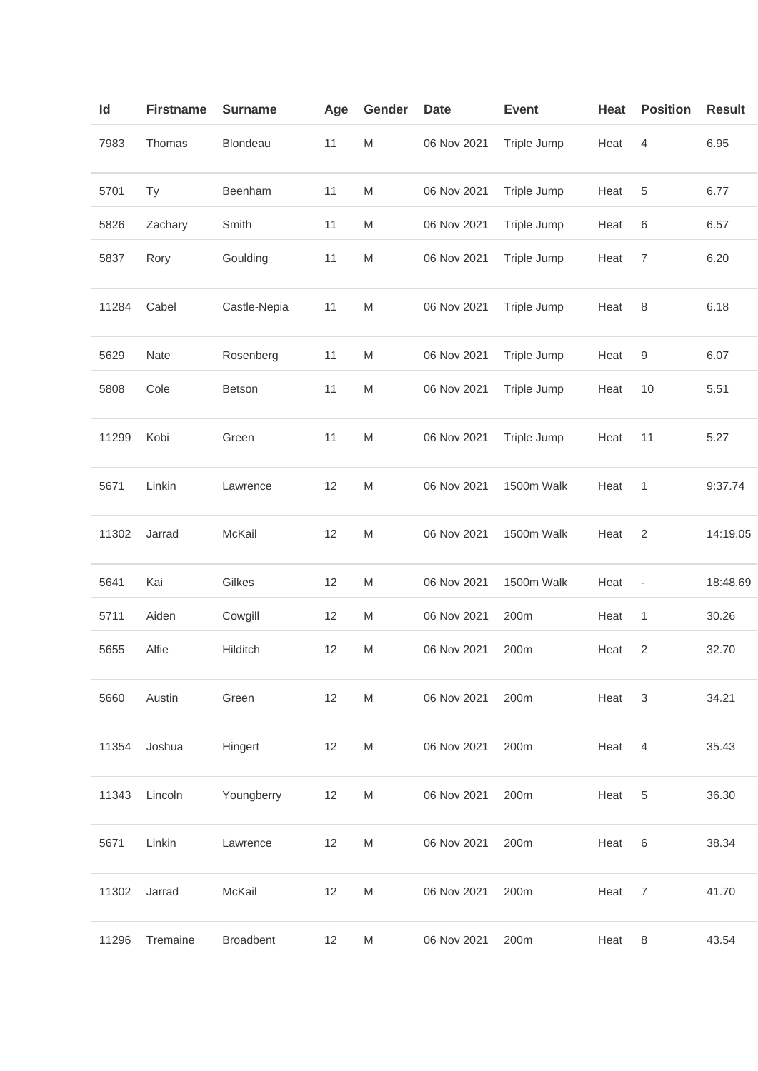| Id | Firstname | Surname | Age | Gender | Date | Event | Heat | Position | Result |
|---|---|---|---|---|---|---|---|---|---|
| 7983 | Thomas | Blondeau | 11 | M | 06 Nov 2021 | Triple Jump | Heat | 4 | 6.95 |
| 5701 | Ty | Beenham | 11 | M | 06 Nov 2021 | Triple Jump | Heat | 5 | 6.77 |
| 5826 | Zachary | Smith | 11 | M | 06 Nov 2021 | Triple Jump | Heat | 6 | 6.57 |
| 5837 | Rory | Goulding | 11 | M | 06 Nov 2021 | Triple Jump | Heat | 7 | 6.20 |
| 11284 | Cabel | Castle-Nepia | 11 | M | 06 Nov 2021 | Triple Jump | Heat | 8 | 6.18 |
| 5629 | Nate | Rosenberg | 11 | M | 06 Nov 2021 | Triple Jump | Heat | 9 | 6.07 |
| 5808 | Cole | Betson | 11 | M | 06 Nov 2021 | Triple Jump | Heat | 10 | 5.51 |
| 11299 | Kobi | Green | 11 | M | 06 Nov 2021 | Triple Jump | Heat | 11 | 5.27 |
| 5671 | Linkin | Lawrence | 12 | M | 06 Nov 2021 | 1500m Walk | Heat | 1 | 9:37.74 |
| 11302 | Jarrad | McKail | 12 | M | 06 Nov 2021 | 1500m Walk | Heat | 2 | 14:19.05 |
| 5641 | Kai | Gilkes | 12 | M | 06 Nov 2021 | 1500m Walk | Heat | - | 18:48.69 |
| 5711 | Aiden | Cowgill | 12 | M | 06 Nov 2021 | 200m | Heat | 1 | 30.26 |
| 5655 | Alfie | Hilditch | 12 | M | 06 Nov 2021 | 200m | Heat | 2 | 32.70 |
| 5660 | Austin | Green | 12 | M | 06 Nov 2021 | 200m | Heat | 3 | 34.21 |
| 11354 | Joshua | Hingert | 12 | M | 06 Nov 2021 | 200m | Heat | 4 | 35.43 |
| 11343 | Lincoln | Youngberry | 12 | M | 06 Nov 2021 | 200m | Heat | 5 | 36.30 |
| 5671 | Linkin | Lawrence | 12 | M | 06 Nov 2021 | 200m | Heat | 6 | 38.34 |
| 11302 | Jarrad | McKail | 12 | M | 06 Nov 2021 | 200m | Heat | 7 | 41.70 |
| 11296 | Tremaine | Broadbent | 12 | M | 06 Nov 2021 | 200m | Heat | 8 | 43.54 |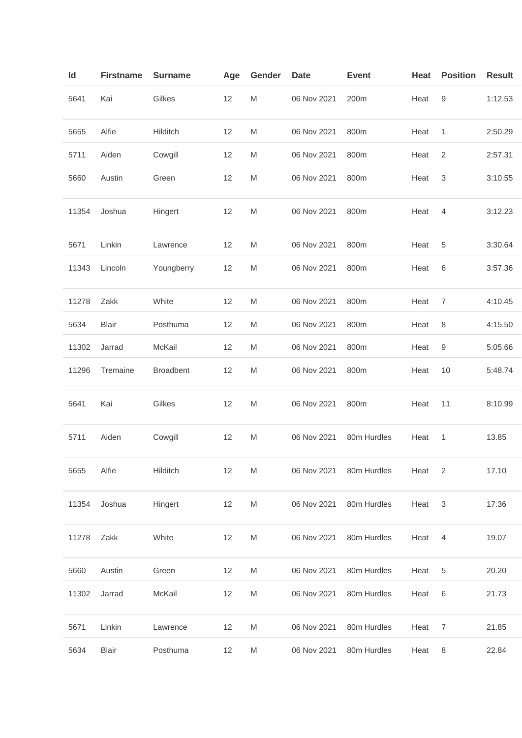| Id | Firstname | Surname | Age | Gender | Date | Event | Heat | Position | Result |
|---|---|---|---|---|---|---|---|---|---|
| 5641 | Kai | Gilkes | 12 | M | 06 Nov 2021 | 200m | Heat | 9 | 1:12.53 |
| 5655 | Alfie | Hilditch | 12 | M | 06 Nov 2021 | 800m | Heat | 1 | 2:50.29 |
| 5711 | Aiden | Cowgill | 12 | M | 06 Nov 2021 | 800m | Heat | 2 | 2:57.31 |
| 5660 | Austin | Green | 12 | M | 06 Nov 2021 | 800m | Heat | 3 | 3:10.55 |
| 11354 | Joshua | Hingert | 12 | M | 06 Nov 2021 | 800m | Heat | 4 | 3:12.23 |
| 5671 | Linkin | Lawrence | 12 | M | 06 Nov 2021 | 800m | Heat | 5 | 3:30.64 |
| 11343 | Lincoln | Youngberry | 12 | M | 06 Nov 2021 | 800m | Heat | 6 | 3:57.36 |
| 11278 | Zakk | White | 12 | M | 06 Nov 2021 | 800m | Heat | 7 | 4:10.45 |
| 5634 | Blair | Posthuma | 12 | M | 06 Nov 2021 | 800m | Heat | 8 | 4:15.50 |
| 11302 | Jarrad | McKail | 12 | M | 06 Nov 2021 | 800m | Heat | 9 | 5:05.66 |
| 11296 | Tremaine | Broadbent | 12 | M | 06 Nov 2021 | 800m | Heat | 10 | 5:48.74 |
| 5641 | Kai | Gilkes | 12 | M | 06 Nov 2021 | 800m | Heat | 11 | 8:10.99 |
| 5711 | Aiden | Cowgill | 12 | M | 06 Nov 2021 | 80m Hurdles | Heat | 1 | 13.85 |
| 5655 | Alfie | Hilditch | 12 | M | 06 Nov 2021 | 80m Hurdles | Heat | 2 | 17.10 |
| 11354 | Joshua | Hingert | 12 | M | 06 Nov 2021 | 80m Hurdles | Heat | 3 | 17.36 |
| 11278 | Zakk | White | 12 | M | 06 Nov 2021 | 80m Hurdles | Heat | 4 | 19.07 |
| 5660 | Austin | Green | 12 | M | 06 Nov 2021 | 80m Hurdles | Heat | 5 | 20.20 |
| 11302 | Jarrad | McKail | 12 | M | 06 Nov 2021 | 80m Hurdles | Heat | 6 | 21.73 |
| 5671 | Linkin | Lawrence | 12 | M | 06 Nov 2021 | 80m Hurdles | Heat | 7 | 21.85 |
| 5634 | Blair | Posthuma | 12 | M | 06 Nov 2021 | 80m Hurdles | Heat | 8 | 22.84 |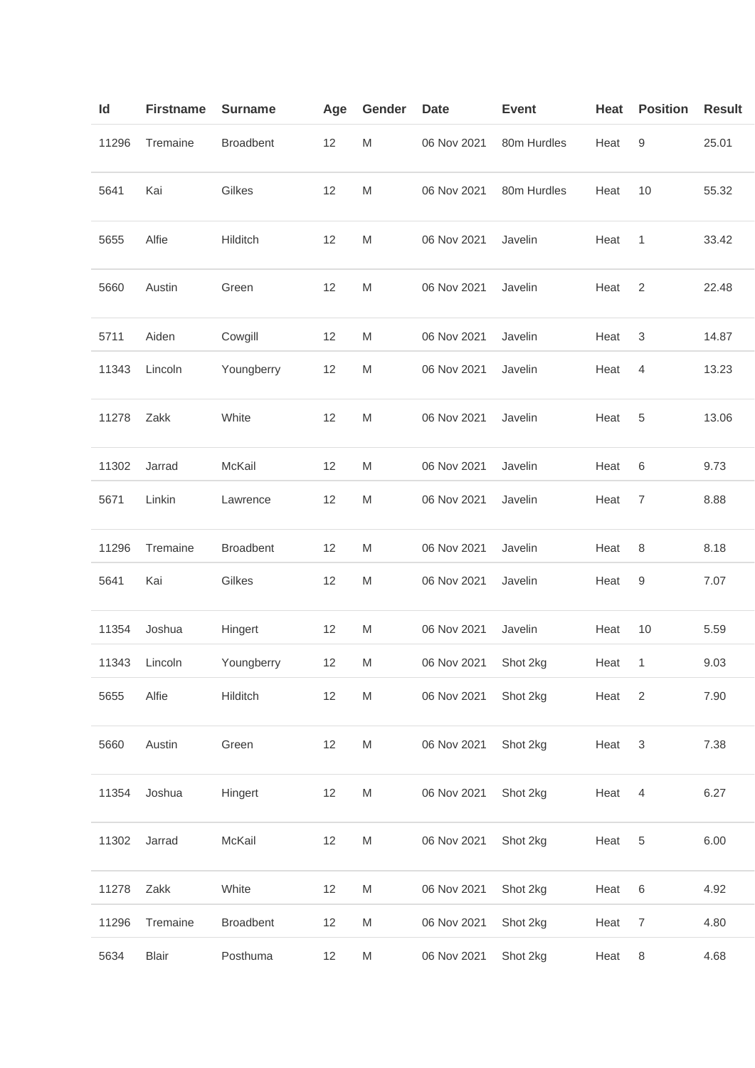| Id | Firstname | Surname | Age | Gender | Date | Event | Heat | Position | Result |
|---|---|---|---|---|---|---|---|---|---|
| 11296 | Tremaine | Broadbent | 12 | M | 06 Nov 2021 | 80m Hurdles | Heat | 9 | 25.01 |
| 5641 | Kai | Gilkes | 12 | M | 06 Nov 2021 | 80m Hurdles | Heat | 10 | 55.32 |
| 5655 | Alfie | Hilditch | 12 | M | 06 Nov 2021 | Javelin | Heat | 1 | 33.42 |
| 5660 | Austin | Green | 12 | M | 06 Nov 2021 | Javelin | Heat | 2 | 22.48 |
| 5711 | Aiden | Cowgill | 12 | M | 06 Nov 2021 | Javelin | Heat | 3 | 14.87 |
| 11343 | Lincoln | Youngberry | 12 | M | 06 Nov 2021 | Javelin | Heat | 4 | 13.23 |
| 11278 | Zakk | White | 12 | M | 06 Nov 2021 | Javelin | Heat | 5 | 13.06 |
| 11302 | Jarrad | McKail | 12 | M | 06 Nov 2021 | Javelin | Heat | 6 | 9.73 |
| 5671 | Linkin | Lawrence | 12 | M | 06 Nov 2021 | Javelin | Heat | 7 | 8.88 |
| 11296 | Tremaine | Broadbent | 12 | M | 06 Nov 2021 | Javelin | Heat | 8 | 8.18 |
| 5641 | Kai | Gilkes | 12 | M | 06 Nov 2021 | Javelin | Heat | 9 | 7.07 |
| 11354 | Joshua | Hingert | 12 | M | 06 Nov 2021 | Javelin | Heat | 10 | 5.59 |
| 11343 | Lincoln | Youngberry | 12 | M | 06 Nov 2021 | Shot 2kg | Heat | 1 | 9.03 |
| 5655 | Alfie | Hilditch | 12 | M | 06 Nov 2021 | Shot 2kg | Heat | 2 | 7.90 |
| 5660 | Austin | Green | 12 | M | 06 Nov 2021 | Shot 2kg | Heat | 3 | 7.38 |
| 11354 | Joshua | Hingert | 12 | M | 06 Nov 2021 | Shot 2kg | Heat | 4 | 6.27 |
| 11302 | Jarrad | McKail | 12 | M | 06 Nov 2021 | Shot 2kg | Heat | 5 | 6.00 |
| 11278 | Zakk | White | 12 | M | 06 Nov 2021 | Shot 2kg | Heat | 6 | 4.92 |
| 11296 | Tremaine | Broadbent | 12 | M | 06 Nov 2021 | Shot 2kg | Heat | 7 | 4.80 |
| 5634 | Blair | Posthuma | 12 | M | 06 Nov 2021 | Shot 2kg | Heat | 8 | 4.68 |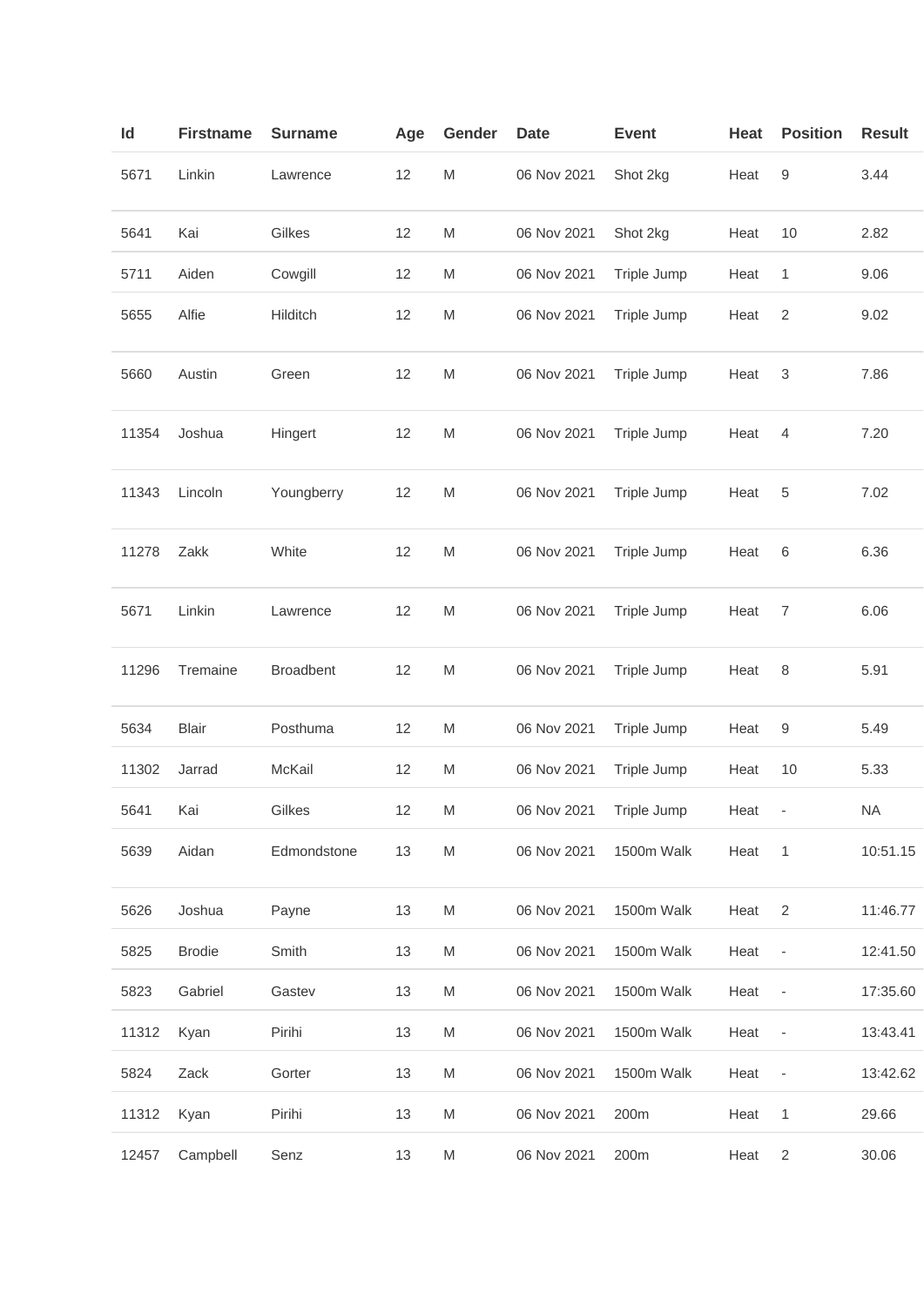| Id | Firstname | Surname | Age | Gender | Date | Event | Heat | Position | Result |
|---|---|---|---|---|---|---|---|---|---|
| 5671 | Linkin | Lawrence | 12 | M | 06 Nov 2021 | Shot 2kg | Heat | 9 | 3.44 |
| 5641 | Kai | Gilkes | 12 | M | 06 Nov 2021 | Shot 2kg | Heat | 10 | 2.82 |
| 5711 | Aiden | Cowgill | 12 | M | 06 Nov 2021 | Triple Jump | Heat | 1 | 9.06 |
| 5655 | Alfie | Hilditch | 12 | M | 06 Nov 2021 | Triple Jump | Heat | 2 | 9.02 |
| 5660 | Austin | Green | 12 | M | 06 Nov 2021 | Triple Jump | Heat | 3 | 7.86 |
| 11354 | Joshua | Hingert | 12 | M | 06 Nov 2021 | Triple Jump | Heat | 4 | 7.20 |
| 11343 | Lincoln | Youngberry | 12 | M | 06 Nov 2021 | Triple Jump | Heat | 5 | 7.02 |
| 11278 | Zakk | White | 12 | M | 06 Nov 2021 | Triple Jump | Heat | 6 | 6.36 |
| 5671 | Linkin | Lawrence | 12 | M | 06 Nov 2021 | Triple Jump | Heat | 7 | 6.06 |
| 11296 | Tremaine | Broadbent | 12 | M | 06 Nov 2021 | Triple Jump | Heat | 8 | 5.91 |
| 5634 | Blair | Posthuma | 12 | M | 06 Nov 2021 | Triple Jump | Heat | 9 | 5.49 |
| 11302 | Jarrad | McKail | 12 | M | 06 Nov 2021 | Triple Jump | Heat | 10 | 5.33 |
| 5641 | Kai | Gilkes | 12 | M | 06 Nov 2021 | Triple Jump | Heat | - | NA |
| 5639 | Aidan | Edmondstone | 13 | M | 06 Nov 2021 | 1500m Walk | Heat | 1 | 10:51.15 |
| 5626 | Joshua | Payne | 13 | M | 06 Nov 2021 | 1500m Walk | Heat | 2 | 11:46.77 |
| 5825 | Brodie | Smith | 13 | M | 06 Nov 2021 | 1500m Walk | Heat | - | 12:41.50 |
| 5823 | Gabriel | Gastev | 13 | M | 06 Nov 2021 | 1500m Walk | Heat | - | 17:35.60 |
| 11312 | Kyan | Pirihi | 13 | M | 06 Nov 2021 | 1500m Walk | Heat | - | 13:43.41 |
| 5824 | Zack | Gorter | 13 | M | 06 Nov 2021 | 1500m Walk | Heat | - | 13:42.62 |
| 11312 | Kyan | Pirihi | 13 | M | 06 Nov 2021 | 200m | Heat | 1 | 29.66 |
| 12457 | Campbell | Senz | 13 | M | 06 Nov 2021 | 200m | Heat | 2 | 30.06 |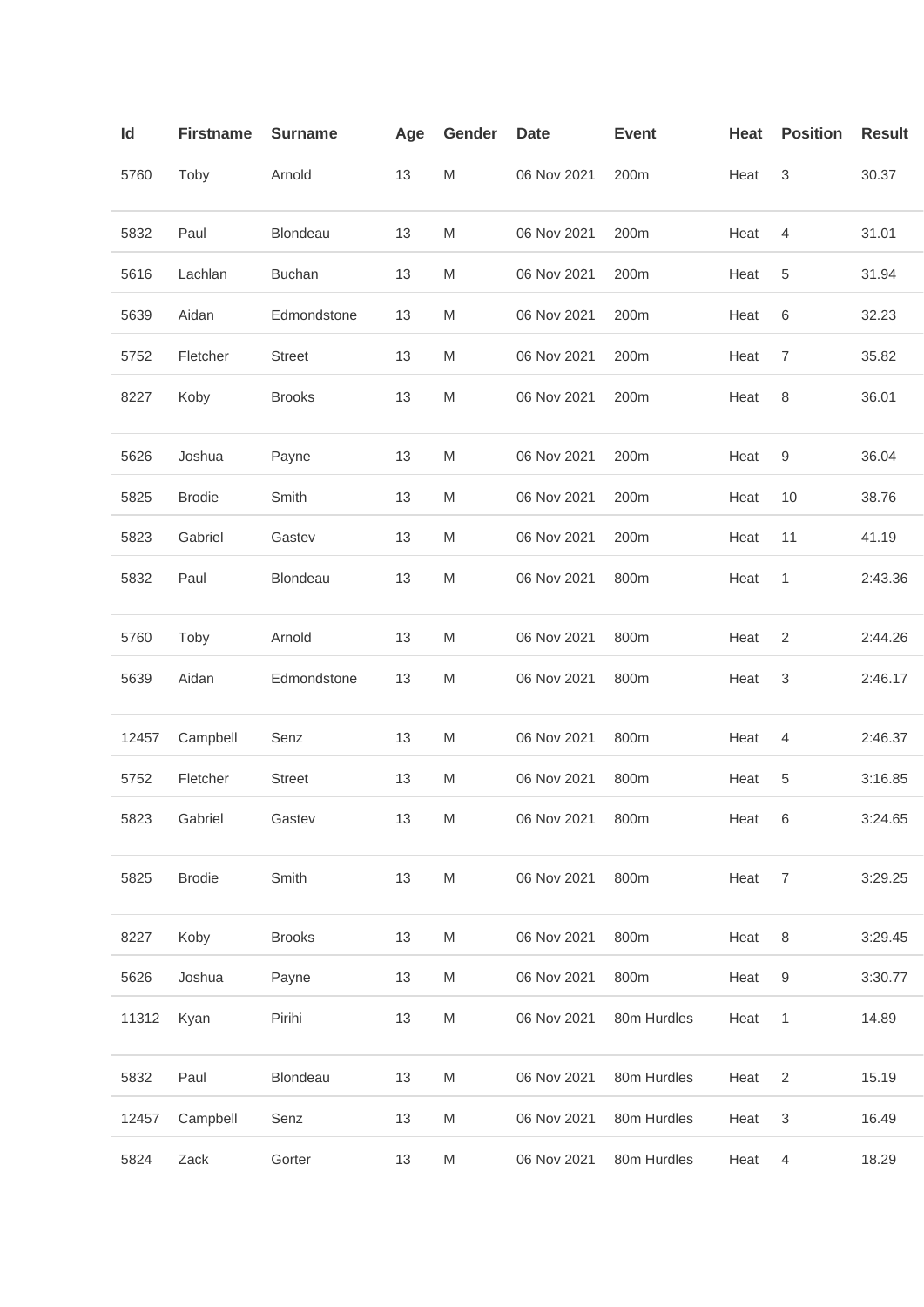| Id | Firstname | Surname | Age | Gender | Date | Event | Heat | Position | Result |
|---|---|---|---|---|---|---|---|---|---|
| 5760 | Toby | Arnold | 13 | M | 06 Nov 2021 | 200m | Heat | 3 | 30.37 |
| 5832 | Paul | Blondeau | 13 | M | 06 Nov 2021 | 200m | Heat | 4 | 31.01 |
| 5616 | Lachlan | Buchan | 13 | M | 06 Nov 2021 | 200m | Heat | 5 | 31.94 |
| 5639 | Aidan | Edmondstone | 13 | M | 06 Nov 2021 | 200m | Heat | 6 | 32.23 |
| 5752 | Fletcher | Street | 13 | M | 06 Nov 2021 | 200m | Heat | 7 | 35.82 |
| 8227 | Koby | Brooks | 13 | M | 06 Nov 2021 | 200m | Heat | 8 | 36.01 |
| 5626 | Joshua | Payne | 13 | M | 06 Nov 2021 | 200m | Heat | 9 | 36.04 |
| 5825 | Brodie | Smith | 13 | M | 06 Nov 2021 | 200m | Heat | 10 | 38.76 |
| 5823 | Gabriel | Gastev | 13 | M | 06 Nov 2021 | 200m | Heat | 11 | 41.19 |
| 5832 | Paul | Blondeau | 13 | M | 06 Nov 2021 | 800m | Heat | 1 | 2:43.36 |
| 5760 | Toby | Arnold | 13 | M | 06 Nov 2021 | 800m | Heat | 2 | 2:44.26 |
| 5639 | Aidan | Edmondstone | 13 | M | 06 Nov 2021 | 800m | Heat | 3 | 2:46.17 |
| 12457 | Campbell | Senz | 13 | M | 06 Nov 2021 | 800m | Heat | 4 | 2:46.37 |
| 5752 | Fletcher | Street | 13 | M | 06 Nov 2021 | 800m | Heat | 5 | 3:16.85 |
| 5823 | Gabriel | Gastev | 13 | M | 06 Nov 2021 | 800m | Heat | 6 | 3:24.65 |
| 5825 | Brodie | Smith | 13 | M | 06 Nov 2021 | 800m | Heat | 7 | 3:29.25 |
| 8227 | Koby | Brooks | 13 | M | 06 Nov 2021 | 800m | Heat | 8 | 3:29.45 |
| 5626 | Joshua | Payne | 13 | M | 06 Nov 2021 | 800m | Heat | 9 | 3:30.77 |
| 11312 | Kyan | Pirihi | 13 | M | 06 Nov 2021 | 80m Hurdles | Heat | 1 | 14.89 |
| 5832 | Paul | Blondeau | 13 | M | 06 Nov 2021 | 80m Hurdles | Heat | 2 | 15.19 |
| 12457 | Campbell | Senz | 13 | M | 06 Nov 2021 | 80m Hurdles | Heat | 3 | 16.49 |
| 5824 | Zack | Gorter | 13 | M | 06 Nov 2021 | 80m Hurdles | Heat | 4 | 18.29 |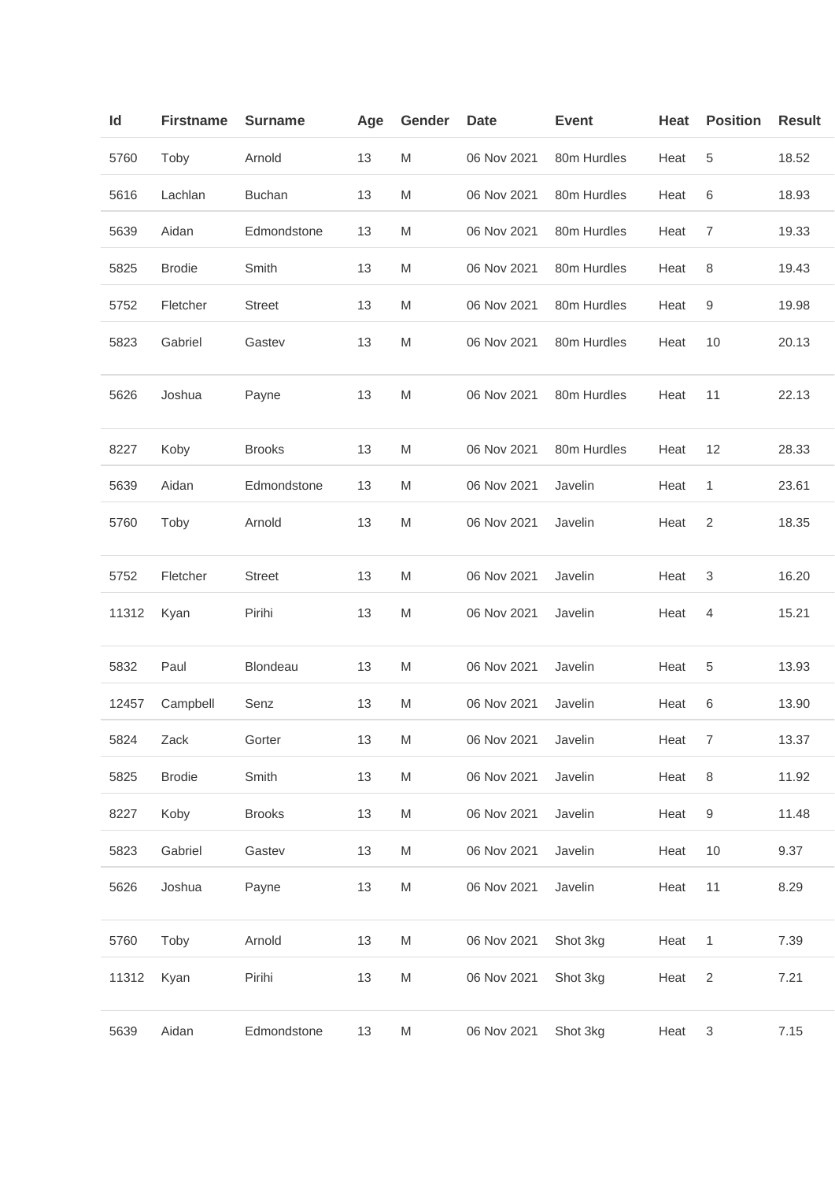| Id | Firstname | Surname | Age | Gender | Date | Event | Heat | Position | Result |
|---|---|---|---|---|---|---|---|---|---|
| 5760 | Toby | Arnold | 13 | M | 06 Nov 2021 | 80m Hurdles | Heat | 5 | 18.52 |
| 5616 | Lachlan | Buchan | 13 | M | 06 Nov 2021 | 80m Hurdles | Heat | 6 | 18.93 |
| 5639 | Aidan | Edmondstone | 13 | M | 06 Nov 2021 | 80m Hurdles | Heat | 7 | 19.33 |
| 5825 | Brodie | Smith | 13 | M | 06 Nov 2021 | 80m Hurdles | Heat | 8 | 19.43 |
| 5752 | Fletcher | Street | 13 | M | 06 Nov 2021 | 80m Hurdles | Heat | 9 | 19.98 |
| 5823 | Gabriel | Gastev | 13 | M | 06 Nov 2021 | 80m Hurdles | Heat | 10 | 20.13 |
| 5626 | Joshua | Payne | 13 | M | 06 Nov 2021 | 80m Hurdles | Heat | 11 | 22.13 |
| 8227 | Koby | Brooks | 13 | M | 06 Nov 2021 | 80m Hurdles | Heat | 12 | 28.33 |
| 5639 | Aidan | Edmondstone | 13 | M | 06 Nov 2021 | Javelin | Heat | 1 | 23.61 |
| 5760 | Toby | Arnold | 13 | M | 06 Nov 2021 | Javelin | Heat | 2 | 18.35 |
| 5752 | Fletcher | Street | 13 | M | 06 Nov 2021 | Javelin | Heat | 3 | 16.20 |
| 11312 | Kyan | Pirihi | 13 | M | 06 Nov 2021 | Javelin | Heat | 4 | 15.21 |
| 5832 | Paul | Blondeau | 13 | M | 06 Nov 2021 | Javelin | Heat | 5 | 13.93 |
| 12457 | Campbell | Senz | 13 | M | 06 Nov 2021 | Javelin | Heat | 6 | 13.90 |
| 5824 | Zack | Gorter | 13 | M | 06 Nov 2021 | Javelin | Heat | 7 | 13.37 |
| 5825 | Brodie | Smith | 13 | M | 06 Nov 2021 | Javelin | Heat | 8 | 11.92 |
| 8227 | Koby | Brooks | 13 | M | 06 Nov 2021 | Javelin | Heat | 9 | 11.48 |
| 5823 | Gabriel | Gastev | 13 | M | 06 Nov 2021 | Javelin | Heat | 10 | 9.37 |
| 5626 | Joshua | Payne | 13 | M | 06 Nov 2021 | Javelin | Heat | 11 | 8.29 |
| 5760 | Toby | Arnold | 13 | M | 06 Nov 2021 | Shot 3kg | Heat | 1 | 7.39 |
| 11312 | Kyan | Pirihi | 13 | M | 06 Nov 2021 | Shot 3kg | Heat | 2 | 7.21 |
| 5639 | Aidan | Edmondstone | 13 | M | 06 Nov 2021 | Shot 3kg | Heat | 3 | 7.15 |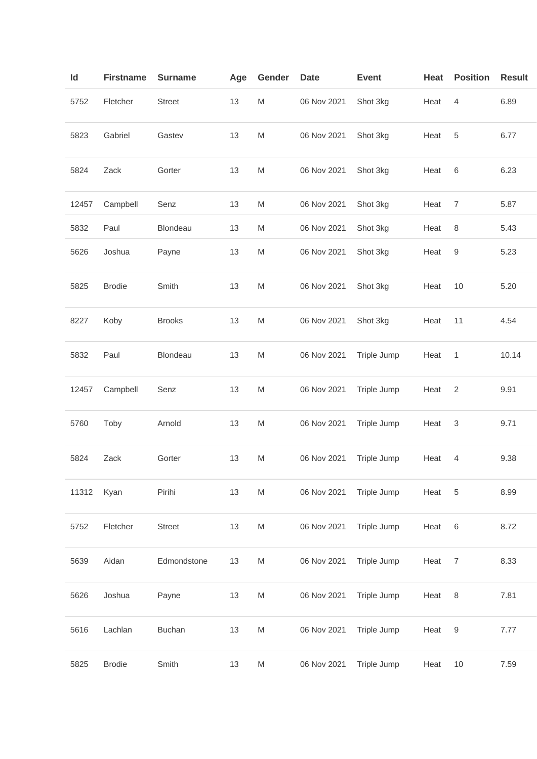| Id | Firstname | Surname | Age | Gender | Date | Event | Heat | Position | Result |
|---|---|---|---|---|---|---|---|---|---|
| 5752 | Fletcher | Street | 13 | M | 06 Nov 2021 | Shot 3kg | Heat | 4 | 6.89 |
| 5823 | Gabriel | Gastev | 13 | M | 06 Nov 2021 | Shot 3kg | Heat | 5 | 6.77 |
| 5824 | Zack | Gorter | 13 | M | 06 Nov 2021 | Shot 3kg | Heat | 6 | 6.23 |
| 12457 | Campbell | Senz | 13 | M | 06 Nov 2021 | Shot 3kg | Heat | 7 | 5.87 |
| 5832 | Paul | Blondeau | 13 | M | 06 Nov 2021 | Shot 3kg | Heat | 8 | 5.43 |
| 5626 | Joshua | Payne | 13 | M | 06 Nov 2021 | Shot 3kg | Heat | 9 | 5.23 |
| 5825 | Brodie | Smith | 13 | M | 06 Nov 2021 | Shot 3kg | Heat | 10 | 5.20 |
| 8227 | Koby | Brooks | 13 | M | 06 Nov 2021 | Shot 3kg | Heat | 11 | 4.54 |
| 5832 | Paul | Blondeau | 13 | M | 06 Nov 2021 | Triple Jump | Heat | 1 | 10.14 |
| 12457 | Campbell | Senz | 13 | M | 06 Nov 2021 | Triple Jump | Heat | 2 | 9.91 |
| 5760 | Toby | Arnold | 13 | M | 06 Nov 2021 | Triple Jump | Heat | 3 | 9.71 |
| 5824 | Zack | Gorter | 13 | M | 06 Nov 2021 | Triple Jump | Heat | 4 | 9.38 |
| 11312 | Kyan | Pirihi | 13 | M | 06 Nov 2021 | Triple Jump | Heat | 5 | 8.99 |
| 5752 | Fletcher | Street | 13 | M | 06 Nov 2021 | Triple Jump | Heat | 6 | 8.72 |
| 5639 | Aidan | Edmondstone | 13 | M | 06 Nov 2021 | Triple Jump | Heat | 7 | 8.33 |
| 5626 | Joshua | Payne | 13 | M | 06 Nov 2021 | Triple Jump | Heat | 8 | 7.81 |
| 5616 | Lachlan | Buchan | 13 | M | 06 Nov 2021 | Triple Jump | Heat | 9 | 7.77 |
| 5825 | Brodie | Smith | 13 | M | 06 Nov 2021 | Triple Jump | Heat | 10 | 7.59 |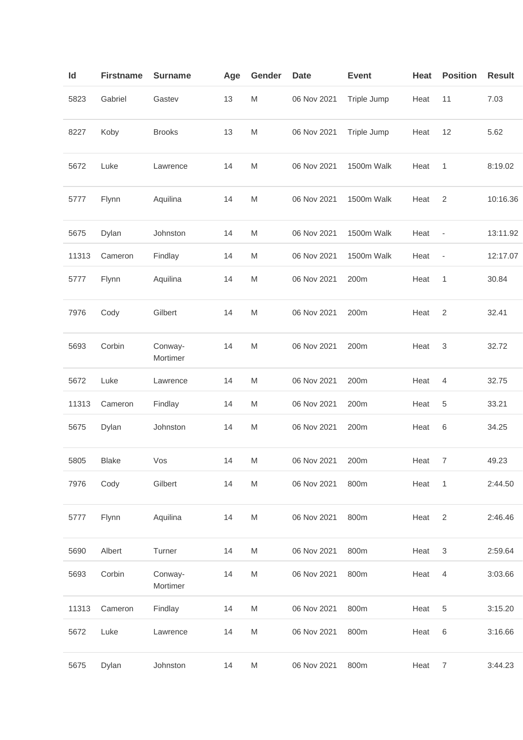| Id | Firstname | Surname | Age | Gender | Date | Event | Heat | Position | Result |
|---|---|---|---|---|---|---|---|---|---|
| 5823 | Gabriel | Gastev | 13 | M | 06 Nov 2021 | Triple Jump | Heat | 11 | 7.03 |
| 8227 | Koby | Brooks | 13 | M | 06 Nov 2021 | Triple Jump | Heat | 12 | 5.62 |
| 5672 | Luke | Lawrence | 14 | M | 06 Nov 2021 | 1500m Walk | Heat | 1 | 8:19.02 |
| 5777 | Flynn | Aquilina | 14 | M | 06 Nov 2021 | 1500m Walk | Heat | 2 | 10:16.36 |
| 5675 | Dylan | Johnston | 14 | M | 06 Nov 2021 | 1500m Walk | Heat | - | 13:11.92 |
| 11313 | Cameron | Findlay | 14 | M | 06 Nov 2021 | 1500m Walk | Heat | - | 12:17.07 |
| 5777 | Flynn | Aquilina | 14 | M | 06 Nov 2021 | 200m | Heat | 1 | 30.84 |
| 7976 | Cody | Gilbert | 14 | M | 06 Nov 2021 | 200m | Heat | 2 | 32.41 |
| 5693 | Corbin | Conway-Mortimer | 14 | M | 06 Nov 2021 | 200m | Heat | 3 | 32.72 |
| 5672 | Luke | Lawrence | 14 | M | 06 Nov 2021 | 200m | Heat | 4 | 32.75 |
| 11313 | Cameron | Findlay | 14 | M | 06 Nov 2021 | 200m | Heat | 5 | 33.21 |
| 5675 | Dylan | Johnston | 14 | M | 06 Nov 2021 | 200m | Heat | 6 | 34.25 |
| 5805 | Blake | Vos | 14 | M | 06 Nov 2021 | 200m | Heat | 7 | 49.23 |
| 7976 | Cody | Gilbert | 14 | M | 06 Nov 2021 | 800m | Heat | 1 | 2:44.50 |
| 5777 | Flynn | Aquilina | 14 | M | 06 Nov 2021 | 800m | Heat | 2 | 2:46.46 |
| 5690 | Albert | Turner | 14 | M | 06 Nov 2021 | 800m | Heat | 3 | 2:59.64 |
| 5693 | Corbin | Conway-Mortimer | 14 | M | 06 Nov 2021 | 800m | Heat | 4 | 3:03.66 |
| 11313 | Cameron | Findlay | 14 | M | 06 Nov 2021 | 800m | Heat | 5 | 3:15.20 |
| 5672 | Luke | Lawrence | 14 | M | 06 Nov 2021 | 800m | Heat | 6 | 3:16.66 |
| 5675 | Dylan | Johnston | 14 | M | 06 Nov 2021 | 800m | Heat | 7 | 3:44.23 |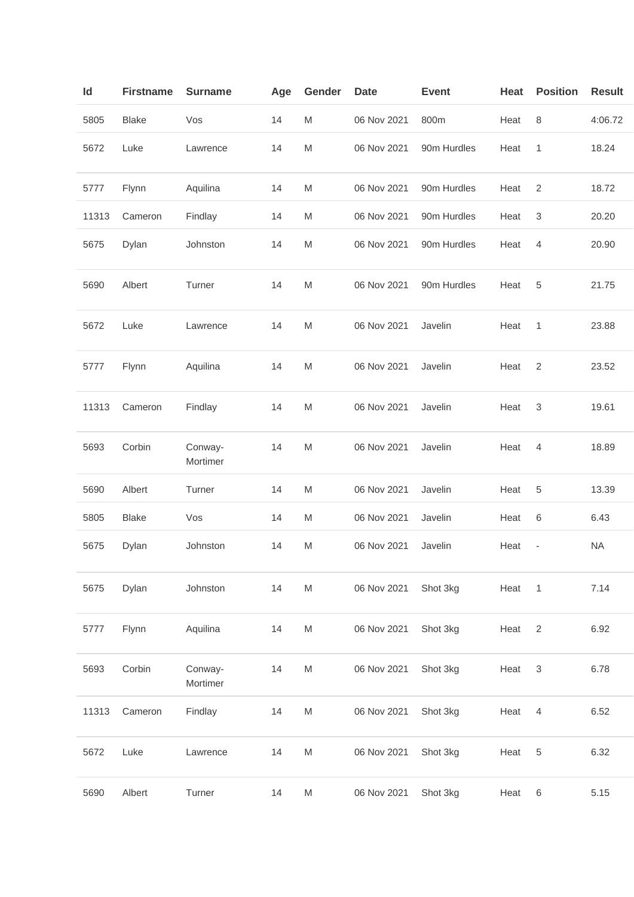| Id | Firstname | Surname | Age | Gender | Date | Event | Heat | Position | Result |
|---|---|---|---|---|---|---|---|---|---|
| 5805 | Blake | Vos | 14 | M | 06 Nov 2021 | 800m | Heat | 8 | 4:06.72 |
| 5672 | Luke | Lawrence | 14 | M | 06 Nov 2021 | 90m Hurdles | Heat | 1 | 18.24 |
| 5777 | Flynn | Aquilina | 14 | M | 06 Nov 2021 | 90m Hurdles | Heat | 2 | 18.72 |
| 11313 | Cameron | Findlay | 14 | M | 06 Nov 2021 | 90m Hurdles | Heat | 3 | 20.20 |
| 5675 | Dylan | Johnston | 14 | M | 06 Nov 2021 | 90m Hurdles | Heat | 4 | 20.90 |
| 5690 | Albert | Turner | 14 | M | 06 Nov 2021 | 90m Hurdles | Heat | 5 | 21.75 |
| 5672 | Luke | Lawrence | 14 | M | 06 Nov 2021 | Javelin | Heat | 1 | 23.88 |
| 5777 | Flynn | Aquilina | 14 | M | 06 Nov 2021 | Javelin | Heat | 2 | 23.52 |
| 11313 | Cameron | Findlay | 14 | M | 06 Nov 2021 | Javelin | Heat | 3 | 19.61 |
| 5693 | Corbin | Conway-Mortimer | 14 | M | 06 Nov 2021 | Javelin | Heat | 4 | 18.89 |
| 5690 | Albert | Turner | 14 | M | 06 Nov 2021 | Javelin | Heat | 5 | 13.39 |
| 5805 | Blake | Vos | 14 | M | 06 Nov 2021 | Javelin | Heat | 6 | 6.43 |
| 5675 | Dylan | Johnston | 14 | M | 06 Nov 2021 | Javelin | Heat | - | NA |
| 5675 | Dylan | Johnston | 14 | M | 06 Nov 2021 | Shot 3kg | Heat | 1 | 7.14 |
| 5777 | Flynn | Aquilina | 14 | M | 06 Nov 2021 | Shot 3kg | Heat | 2 | 6.92 |
| 5693 | Corbin | Conway-Mortimer | 14 | M | 06 Nov 2021 | Shot 3kg | Heat | 3 | 6.78 |
| 11313 | Cameron | Findlay | 14 | M | 06 Nov 2021 | Shot 3kg | Heat | 4 | 6.52 |
| 5672 | Luke | Lawrence | 14 | M | 06 Nov 2021 | Shot 3kg | Heat | 5 | 6.32 |
| 5690 | Albert | Turner | 14 | M | 06 Nov 2021 | Shot 3kg | Heat | 6 | 5.15 |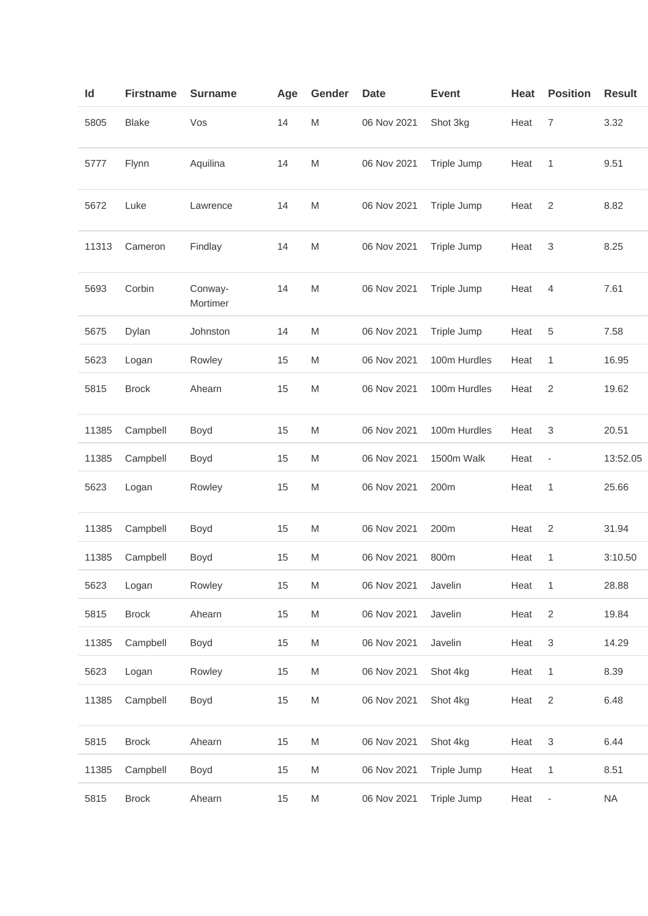| Id | Firstname | Surname | Age | Gender | Date | Event | Heat | Position | Result |
|---|---|---|---|---|---|---|---|---|---|
| 5805 | Blake | Vos | 14 | M | 06 Nov 2021 | Shot 3kg | Heat | 7 | 3.32 |
| 5777 | Flynn | Aquilina | 14 | M | 06 Nov 2021 | Triple Jump | Heat | 1 | 9.51 |
| 5672 | Luke | Lawrence | 14 | M | 06 Nov 2021 | Triple Jump | Heat | 2 | 8.82 |
| 11313 | Cameron | Findlay | 14 | M | 06 Nov 2021 | Triple Jump | Heat | 3 | 8.25 |
| 5693 | Corbin | Conway-Mortimer | 14 | M | 06 Nov 2021 | Triple Jump | Heat | 4 | 7.61 |
| 5675 | Dylan | Johnston | 14 | M | 06 Nov 2021 | Triple Jump | Heat | 5 | 7.58 |
| 5623 | Logan | Rowley | 15 | M | 06 Nov 2021 | 100m Hurdles | Heat | 1 | 16.95 |
| 5815 | Brock | Ahearn | 15 | M | 06 Nov 2021 | 100m Hurdles | Heat | 2 | 19.62 |
| 11385 | Campbell | Boyd | 15 | M | 06 Nov 2021 | 100m Hurdles | Heat | 3 | 20.51 |
| 11385 | Campbell | Boyd | 15 | M | 06 Nov 2021 | 1500m Walk | Heat | - | 13:52.05 |
| 5623 | Logan | Rowley | 15 | M | 06 Nov 2021 | 200m | Heat | 1 | 25.66 |
| 11385 | Campbell | Boyd | 15 | M | 06 Nov 2021 | 200m | Heat | 2 | 31.94 |
| 11385 | Campbell | Boyd | 15 | M | 06 Nov 2021 | 800m | Heat | 1 | 3:10.50 |
| 5623 | Logan | Rowley | 15 | M | 06 Nov 2021 | Javelin | Heat | 1 | 28.88 |
| 5815 | Brock | Ahearn | 15 | M | 06 Nov 2021 | Javelin | Heat | 2 | 19.84 |
| 11385 | Campbell | Boyd | 15 | M | 06 Nov 2021 | Javelin | Heat | 3 | 14.29 |
| 5623 | Logan | Rowley | 15 | M | 06 Nov 2021 | Shot 4kg | Heat | 1 | 8.39 |
| 11385 | Campbell | Boyd | 15 | M | 06 Nov 2021 | Shot 4kg | Heat | 2 | 6.48 |
| 5815 | Brock | Ahearn | 15 | M | 06 Nov 2021 | Shot 4kg | Heat | 3 | 6.44 |
| 11385 | Campbell | Boyd | 15 | M | 06 Nov 2021 | Triple Jump | Heat | 1 | 8.51 |
| 5815 | Brock | Ahearn | 15 | M | 06 Nov 2021 | Triple Jump | Heat | - | NA |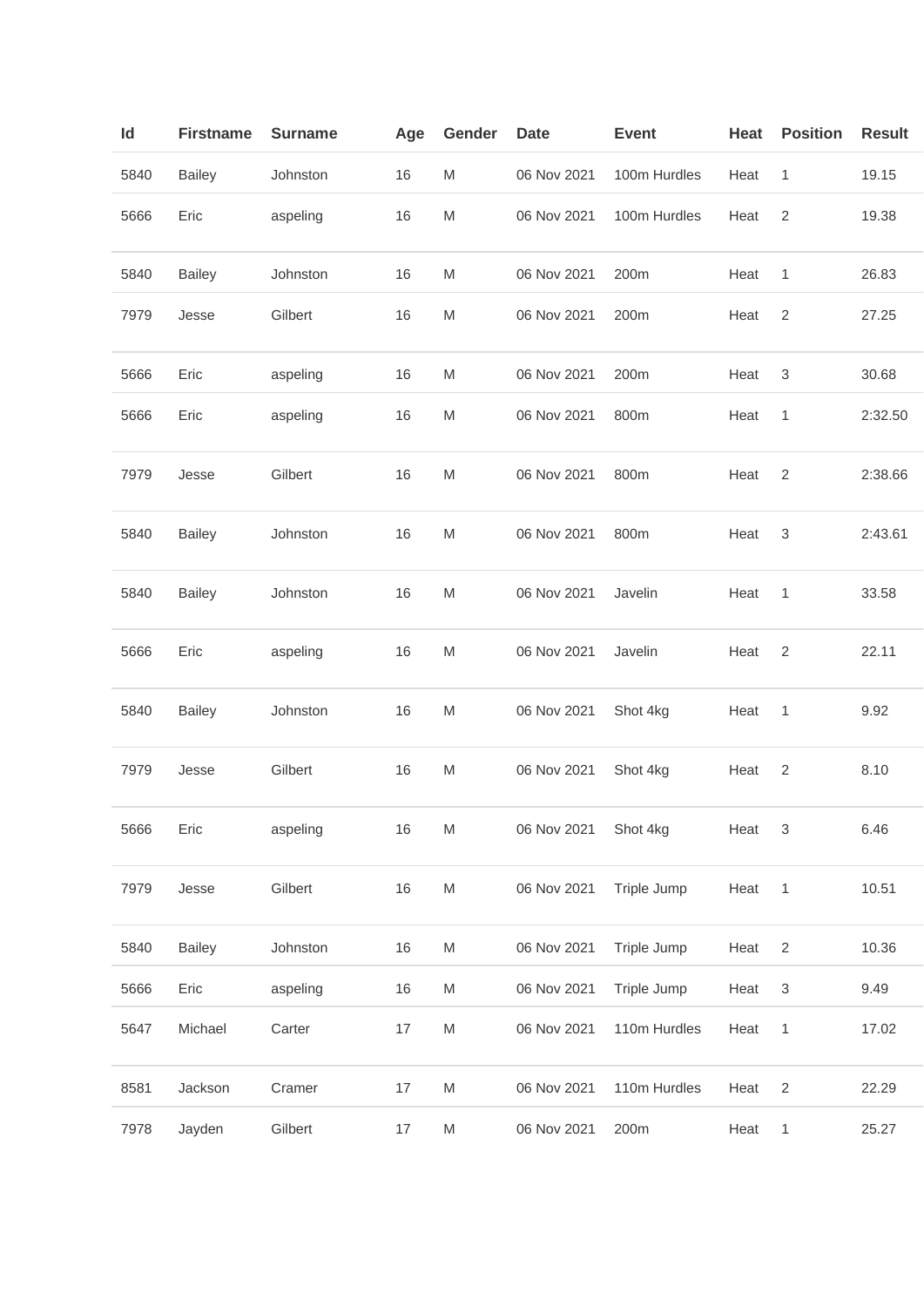| Id | Firstname | Surname | Age | Gender | Date | Event | Heat | Position | Result |
|---|---|---|---|---|---|---|---|---|---|
| 5840 | Bailey | Johnston | 16 | M | 06 Nov 2021 | 100m Hurdles | Heat | 1 | 19.15 |
| 5666 | Eric | aspeling | 16 | M | 06 Nov 2021 | 100m Hurdles | Heat | 2 | 19.38 |
| 5840 | Bailey | Johnston | 16 | M | 06 Nov 2021 | 200m | Heat | 1 | 26.83 |
| 7979 | Jesse | Gilbert | 16 | M | 06 Nov 2021 | 200m | Heat | 2 | 27.25 |
| 5666 | Eric | aspeling | 16 | M | 06 Nov 2021 | 200m | Heat | 3 | 30.68 |
| 5666 | Eric | aspeling | 16 | M | 06 Nov 2021 | 800m | Heat | 1 | 2:32.50 |
| 7979 | Jesse | Gilbert | 16 | M | 06 Nov 2021 | 800m | Heat | 2 | 2:38.66 |
| 5840 | Bailey | Johnston | 16 | M | 06 Nov 2021 | 800m | Heat | 3 | 2:43.61 |
| 5840 | Bailey | Johnston | 16 | M | 06 Nov 2021 | Javelin | Heat | 1 | 33.58 |
| 5666 | Eric | aspeling | 16 | M | 06 Nov 2021 | Javelin | Heat | 2 | 22.11 |
| 5840 | Bailey | Johnston | 16 | M | 06 Nov 2021 | Shot 4kg | Heat | 1 | 9.92 |
| 7979 | Jesse | Gilbert | 16 | M | 06 Nov 2021 | Shot 4kg | Heat | 2 | 8.10 |
| 5666 | Eric | aspeling | 16 | M | 06 Nov 2021 | Shot 4kg | Heat | 3 | 6.46 |
| 7979 | Jesse | Gilbert | 16 | M | 06 Nov 2021 | Triple Jump | Heat | 1 | 10.51 |
| 5840 | Bailey | Johnston | 16 | M | 06 Nov 2021 | Triple Jump | Heat | 2 | 10.36 |
| 5666 | Eric | aspeling | 16 | M | 06 Nov 2021 | Triple Jump | Heat | 3 | 9.49 |
| 5647 | Michael | Carter | 17 | M | 06 Nov 2021 | 110m Hurdles | Heat | 1 | 17.02 |
| 8581 | Jackson | Cramer | 17 | M | 06 Nov 2021 | 110m Hurdles | Heat | 2 | 22.29 |
| 7978 | Jayden | Gilbert | 17 | M | 06 Nov 2021 | 200m | Heat | 1 | 25.27 |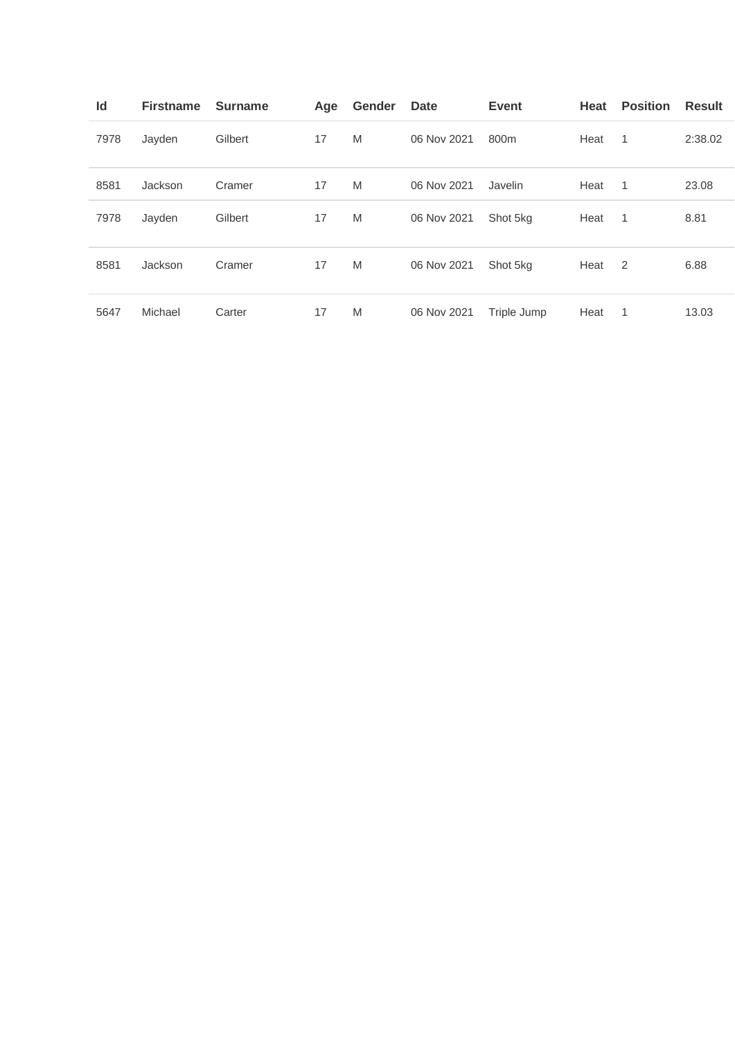| Id | Firstname | Surname | Age | Gender | Date | Event | Heat | Position | Result |
|---|---|---|---|---|---|---|---|---|---|
| 7978 | Jayden | Gilbert | 17 | M | 06 Nov 2021 | 800m | Heat | 1 | 2:38.02 |
| 8581 | Jackson | Cramer | 17 | M | 06 Nov 2021 | Javelin | Heat | 1 | 23.08 |
| 7978 | Jayden | Gilbert | 17 | M | 06 Nov 2021 | Shot 5kg | Heat | 1 | 8.81 |
| 8581 | Jackson | Cramer | 17 | M | 06 Nov 2021 | Shot 5kg | Heat | 2 | 6.88 |
| 5647 | Michael | Carter | 17 | M | 06 Nov 2021 | Triple Jump | Heat | 1 | 13.03 |